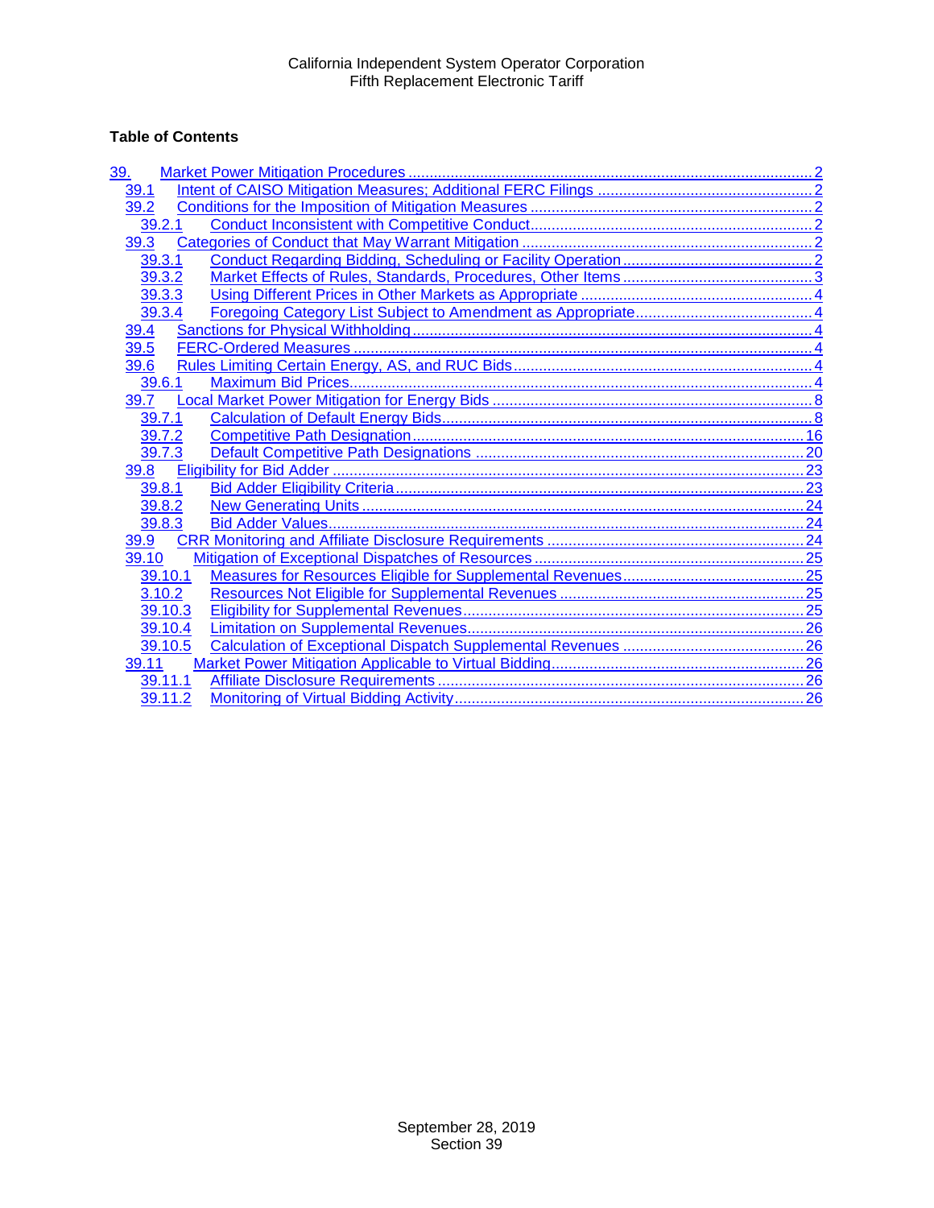California Independent System Operator Corporation
Fifth Replacement Electronic Tariff

**Table of Contents**

- 39. Market Power Mitigation Procedures ..... 2
  - 39.1 Intent of CAISO Mitigation Measures; Additional FERC Filings ..... 2
  - 39.2 Conditions for the Imposition of Mitigation Measures ..... 2
    - 39.2.1 Conduct Inconsistent with Competitive Conduct ..... 2
  - 39.3 Categories of Conduct that May Warrant Mitigation ..... 2
    - 39.3.1 Conduct Regarding Bidding, Scheduling or Facility Operation ..... 2
    - 39.3.2 Market Effects of Rules, Standards, Procedures, Other Items ..... 3
    - 39.3.3 Using Different Prices in Other Markets as Appropriate ..... 4
    - 39.3.4 Foregoing Category List Subject to Amendment as Appropriate ..... 4
  - 39.4 Sanctions for Physical Withholding ..... 4
  - 39.5 FERC-Ordered Measures ..... 4
  - 39.6 Rules Limiting Certain Energy, AS, and RUC Bids ..... 4
    - 39.6.1 Maximum Bid Prices ..... 4
  - 39.7 Local Market Power Mitigation for Energy Bids ..... 8
    - 39.7.1 Calculation of Default Energy Bids ..... 8
    - 39.7.2 Competitive Path Designation ..... 16
    - 39.7.3 Default Competitive Path Designations ..... 20
  - 39.8 Eligibility for Bid Adder ..... 23
    - 39.8.1 Bid Adder Eligibility Criteria ..... 23
    - 39.8.2 New Generating Units ..... 24
    - 39.8.3 Bid Adder Values ..... 24
  - 39.9 CRR Monitoring and Affiliate Disclosure Requirements ..... 24
  - 39.10 Mitigation of Exceptional Dispatches of Resources ..... 25
    - 39.10.1 Measures for Resources Eligible for Supplemental Revenues ..... 25
    - 3.10.2 Resources Not Eligible for Supplemental Revenues ..... 25
    - 39.10.3 Eligibility for Supplemental Revenues ..... 25
    - 39.10.4 Limitation on Supplemental Revenues ..... 26
    - 39.10.5 Calculation of Exceptional Dispatch Supplemental Revenues ..... 26
  - 39.11 Market Power Mitigation Applicable to Virtual Bidding ..... 26
    - 39.11.1 Affiliate Disclosure Requirements ..... 26
    - 39.11.2 Monitoring of Virtual Bidding Activity ..... 26

September 28, 2019
Section 39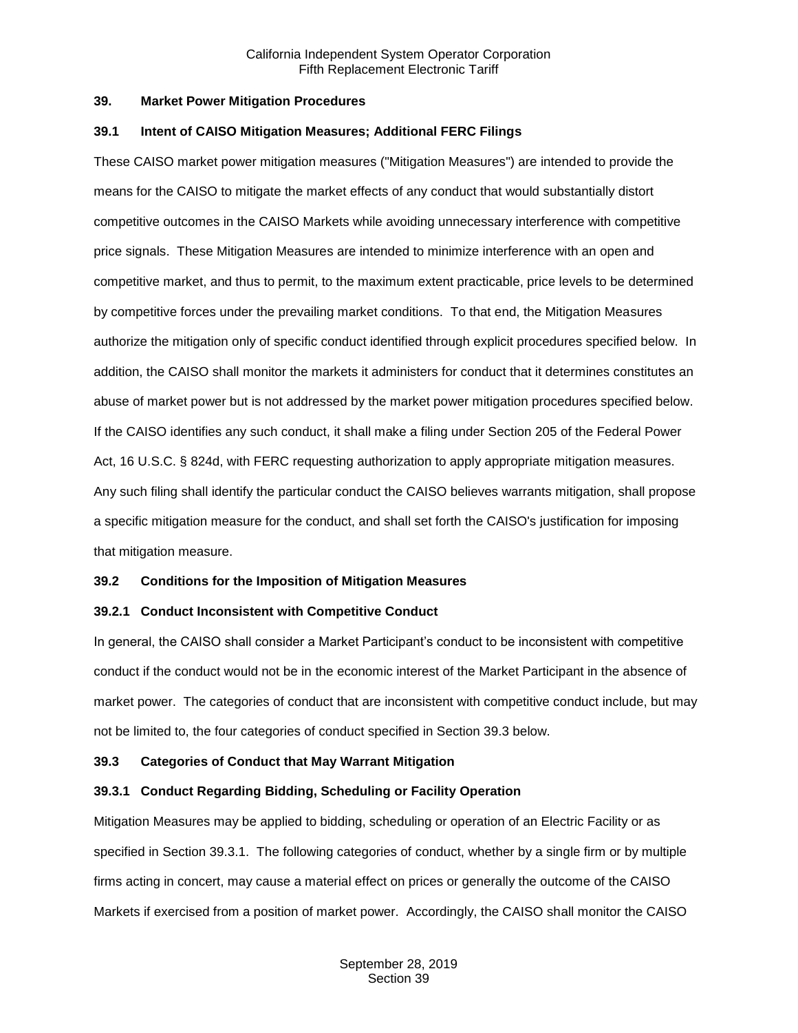## 39. Market Power Mitigation Procedures

### 39.1 Intent of CAISO Mitigation Measures; Additional FERC Filings

These CAISO market power mitigation measures ("Mitigation Measures") are intended to provide the means for the CAISO to mitigate the market effects of any conduct that would substantially distort competitive outcomes in the CAISO Markets while avoiding unnecessary interference with competitive price signals. These Mitigation Measures are intended to minimize interference with an open and competitive market, and thus to permit, to the maximum extent practicable, price levels to be determined by competitive forces under the prevailing market conditions. To that end, the Mitigation Measures authorize the mitigation only of specific conduct identified through explicit procedures specified below. In addition, the CAISO shall monitor the markets it administers for conduct that it determines constitutes an abuse of market power but is not addressed by the market power mitigation procedures specified below. If the CAISO identifies any such conduct, it shall make a filing under Section 205 of the Federal Power Act, 16 U.S.C. § 824d, with FERC requesting authorization to apply appropriate mitigation measures. Any such filing shall identify the particular conduct the CAISO believes warrants mitigation, shall propose a specific mitigation measure for the conduct, and shall set forth the CAISO's justification for imposing that mitigation measure.

### 39.2 Conditions for the Imposition of Mitigation Measures

#### 39.2.1 Conduct Inconsistent with Competitive Conduct

In general, the CAISO shall consider a Market Participant's conduct to be inconsistent with competitive conduct if the conduct would not be in the economic interest of the Market Participant in the absence of market power. The categories of conduct that are inconsistent with competitive conduct include, but may not be limited to, the four categories of conduct specified in Section 39.3 below.

### 39.3 Categories of Conduct that May Warrant Mitigation

#### 39.3.1 Conduct Regarding Bidding, Scheduling or Facility Operation

Mitigation Measures may be applied to bidding, scheduling or operation of an Electric Facility or as specified in Section 39.3.1. The following categories of conduct, whether by a single firm or by multiple firms acting in concert, may cause a material effect on prices or generally the outcome of the CAISO Markets if exercised from a position of market power. Accordingly, the CAISO shall monitor the CAISO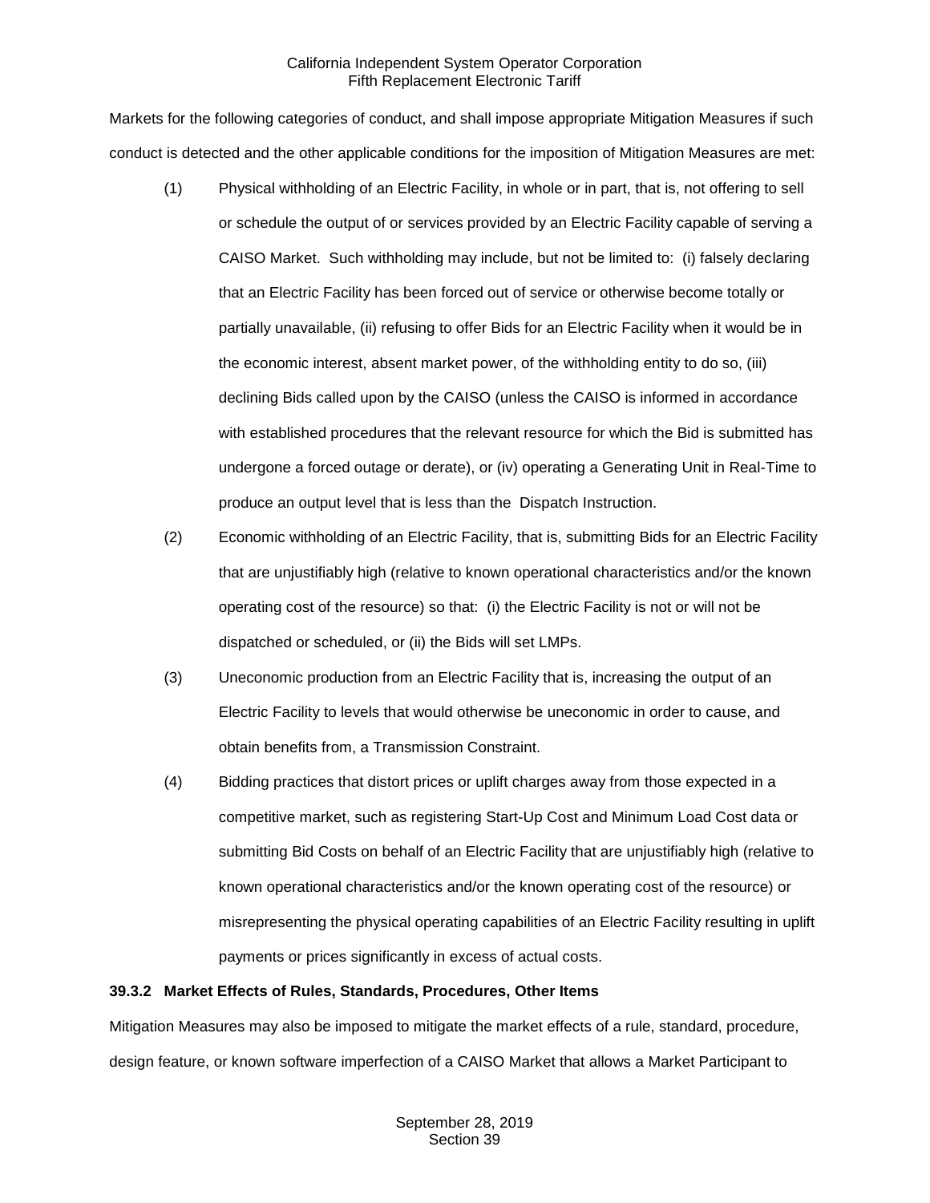Markets for the following categories of conduct, and shall impose appropriate Mitigation Measures if such conduct is detected and the other applicable conditions for the imposition of Mitigation Measures are met:

(1) Physical withholding of an Electric Facility, in whole or in part, that is, not offering to sell or schedule the output of or services provided by an Electric Facility capable of serving a CAISO Market. Such withholding may include, but not be limited to: (i) falsely declaring that an Electric Facility has been forced out of service or otherwise become totally or partially unavailable, (ii) refusing to offer Bids for an Electric Facility when it would be in the economic interest, absent market power, of the withholding entity to do so, (iii) declining Bids called upon by the CAISO (unless the CAISO is informed in accordance with established procedures that the relevant resource for which the Bid is submitted has undergone a forced outage or derate), or (iv) operating a Generating Unit in Real-Time to produce an output level that is less than the Dispatch Instruction.

(2) Economic withholding of an Electric Facility, that is, submitting Bids for an Electric Facility that are unjustifiably high (relative to known operational characteristics and/or the known operating cost of the resource) so that: (i) the Electric Facility is not or will not be dispatched or scheduled, or (ii) the Bids will set LMPs.

(3) Uneconomic production from an Electric Facility that is, increasing the output of an Electric Facility to levels that would otherwise be uneconomic in order to cause, and obtain benefits from, a Transmission Constraint.

(4) Bidding practices that distort prices or uplift charges away from those expected in a competitive market, such as registering Start-Up Cost and Minimum Load Cost data or submitting Bid Costs on behalf of an Electric Facility that are unjustifiably high (relative to known operational characteristics and/or the known operating cost of the resource) or misrepresenting the physical operating capabilities of an Electric Facility resulting in uplift payments or prices significantly in excess of actual costs.

**39.3.2 Market Effects of Rules, Standards, Procedures, Other Items**

Mitigation Measures may also be imposed to mitigate the market effects of a rule, standard, procedure, design feature, or known software imperfection of a CAISO Market that allows a Market Participant to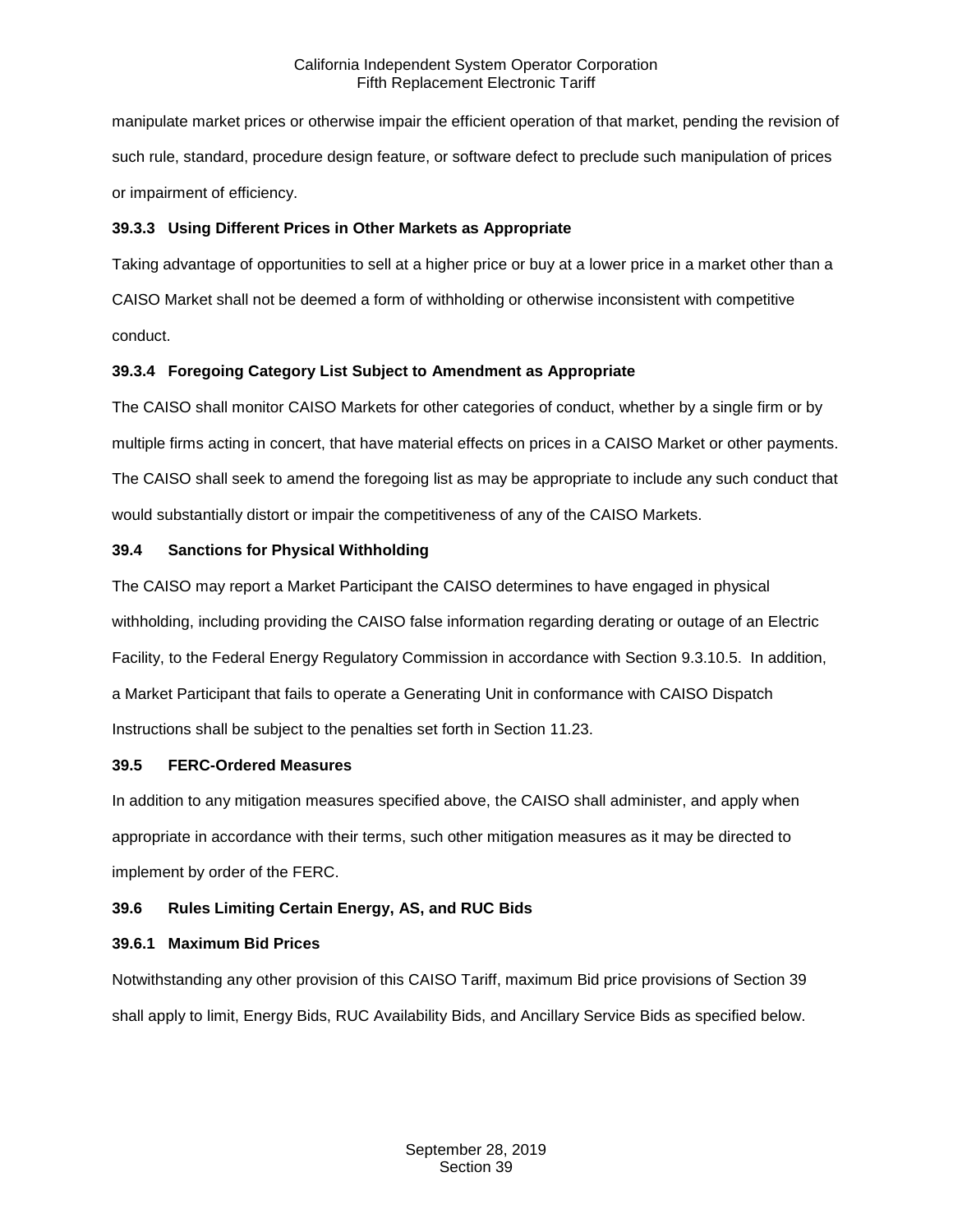manipulate market prices or otherwise impair the efficient operation of that market, pending the revision of such rule, standard, procedure design feature, or software defect to preclude such manipulation of prices or impairment of efficiency.

### 39.3.3 Using Different Prices in Other Markets as Appropriate

Taking advantage of opportunities to sell at a higher price or buy at a lower price in a market other than a CAISO Market shall not be deemed a form of withholding or otherwise inconsistent with competitive conduct.

### 39.3.4 Foregoing Category List Subject to Amendment as Appropriate

The CAISO shall monitor CAISO Markets for other categories of conduct, whether by a single firm or by multiple firms acting in concert, that have material effects on prices in a CAISO Market or other payments. The CAISO shall seek to amend the foregoing list as may be appropriate to include any such conduct that would substantially distort or impair the competitiveness of any of the CAISO Markets.

## 39.4 Sanctions for Physical Withholding

The CAISO may report a Market Participant the CAISO determines to have engaged in physical withholding, including providing the CAISO false information regarding derating or outage of an Electric Facility, to the Federal Energy Regulatory Commission in accordance with Section 9.3.10.5. In addition, a Market Participant that fails to operate a Generating Unit in conformance with CAISO Dispatch Instructions shall be subject to the penalties set forth in Section 11.23.

## 39.5 FERC-Ordered Measures

In addition to any mitigation measures specified above, the CAISO shall administer, and apply when appropriate in accordance with their terms, such other mitigation measures as it may be directed to implement by order of the FERC.

## 39.6 Rules Limiting Certain Energy, AS, and RUC Bids

### 39.6.1 Maximum Bid Prices

Notwithstanding any other provision of this CAISO Tariff, maximum Bid price provisions of Section 39 shall apply to limit, Energy Bids, RUC Availability Bids, and Ancillary Service Bids as specified below.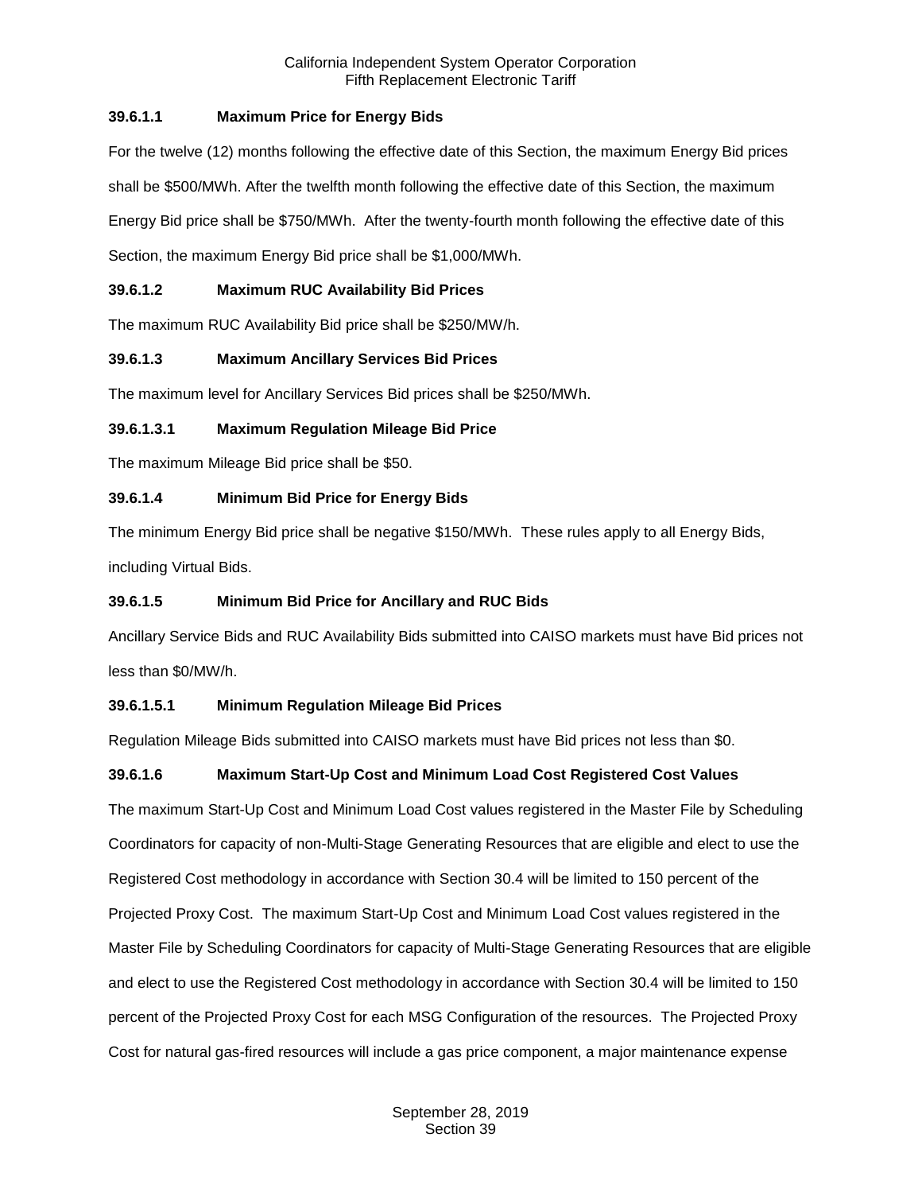#### 39.6.1.1 Maximum Price for Energy Bids

For the twelve (12) months following the effective date of this Section, the maximum Energy Bid prices shall be $500/MWh. After the twelfth month following the effective date of this Section, the maximum Energy Bid price shall be $750/MWh. After the twenty-fourth month following the effective date of this Section, the maximum Energy Bid price shall be $1,000/MWh.

#### 39.6.1.2 Maximum RUC Availability Bid Prices

The maximum RUC Availability Bid price shall be $250/MW/h.

#### 39.6.1.3 Maximum Ancillary Services Bid Prices

The maximum level for Ancillary Services Bid prices shall be $250/MWh.

#### 39.6.1.3.1 Maximum Regulation Mileage Bid Price

The maximum Mileage Bid price shall be $50.

#### 39.6.1.4 Minimum Bid Price for Energy Bids

The minimum Energy Bid price shall be negative $150/MWh. These rules apply to all Energy Bids, including Virtual Bids.

#### 39.6.1.5 Minimum Bid Price for Ancillary and RUC Bids

Ancillary Service Bids and RUC Availability Bids submitted into CAISO markets must have Bid prices not less than $0/MW/h.

#### 39.6.1.5.1 Minimum Regulation Mileage Bid Prices

Regulation Mileage Bids submitted into CAISO markets must have Bid prices not less than $0.

#### 39.6.1.6 Maximum Start-Up Cost and Minimum Load Cost Registered Cost Values

The maximum Start-Up Cost and Minimum Load Cost values registered in the Master File by Scheduling Coordinators for capacity of non-Multi-Stage Generating Resources that are eligible and elect to use the Registered Cost methodology in accordance with Section 30.4 will be limited to 150 percent of the Projected Proxy Cost. The maximum Start-Up Cost and Minimum Load Cost values registered in the Master File by Scheduling Coordinators for capacity of Multi-Stage Generating Resources that are eligible and elect to use the Registered Cost methodology in accordance with Section 30.4 will be limited to 150 percent of the Projected Proxy Cost for each MSG Configuration of the resources. The Projected Proxy Cost for natural gas-fired resources will include a gas price component, a major maintenance expense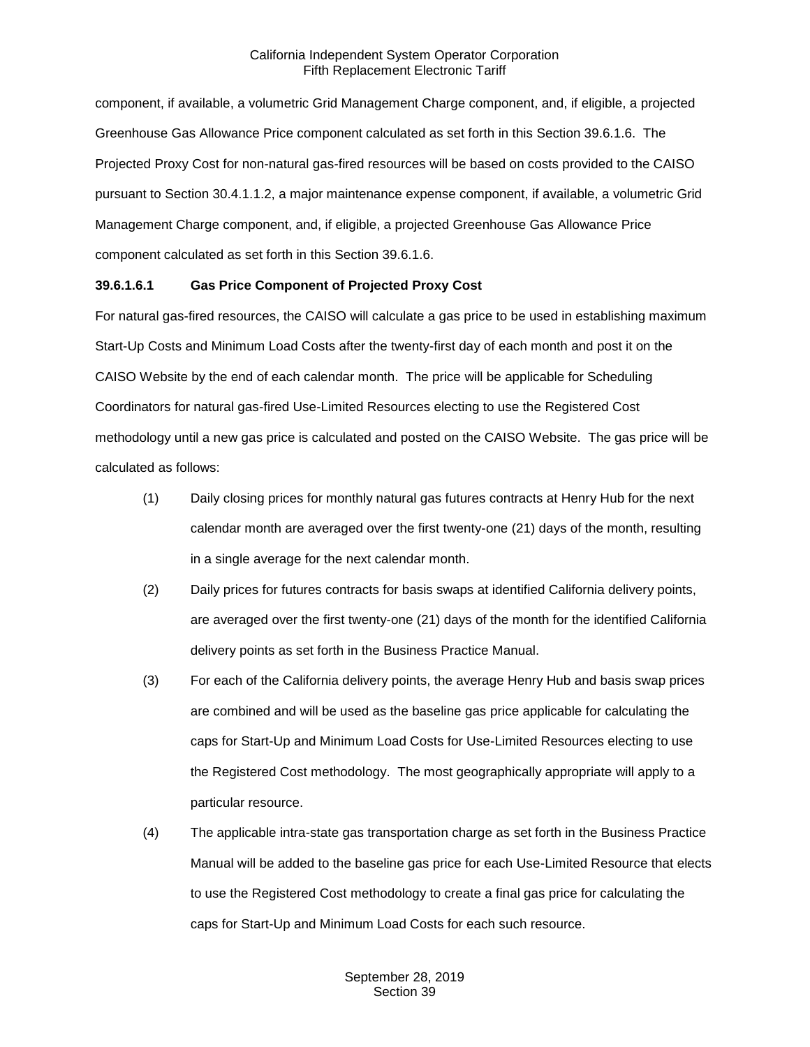component, if available, a volumetric Grid Management Charge component, and, if eligible, a projected Greenhouse Gas Allowance Price component calculated as set forth in this Section 39.6.1.6. The Projected Proxy Cost for non-natural gas-fired resources will be based on costs provided to the CAISO pursuant to Section 30.4.1.1.2, a major maintenance expense component, if available, a volumetric Grid Management Charge component, and, if eligible, a projected Greenhouse Gas Allowance Price component calculated as set forth in this Section 39.6.1.6.

**39.6.1.6.1 Gas Price Component of Projected Proxy Cost**

For natural gas-fired resources, the CAISO will calculate a gas price to be used in establishing maximum Start-Up Costs and Minimum Load Costs after the twenty-first day of each month and post it on the CAISO Website by the end of each calendar month. The price will be applicable for Scheduling Coordinators for natural gas-fired Use-Limited Resources electing to use the Registered Cost methodology until a new gas price is calculated and posted on the CAISO Website. The gas price will be calculated as follows:

(1) Daily closing prices for monthly natural gas futures contracts at Henry Hub for the next calendar month are averaged over the first twenty-one (21) days of the month, resulting in a single average for the next calendar month.

(2) Daily prices for futures contracts for basis swaps at identified California delivery points, are averaged over the first twenty-one (21) days of the month for the identified California delivery points as set forth in the Business Practice Manual.

(3) For each of the California delivery points, the average Henry Hub and basis swap prices are combined and will be used as the baseline gas price applicable for calculating the caps for Start-Up and Minimum Load Costs for Use-Limited Resources electing to use the Registered Cost methodology. The most geographically appropriate will apply to a particular resource.

(4) The applicable intra-state gas transportation charge as set forth in the Business Practice Manual will be added to the baseline gas price for each Use-Limited Resource that elects to use the Registered Cost methodology to create a final gas price for calculating the caps for Start-Up and Minimum Load Costs for each such resource.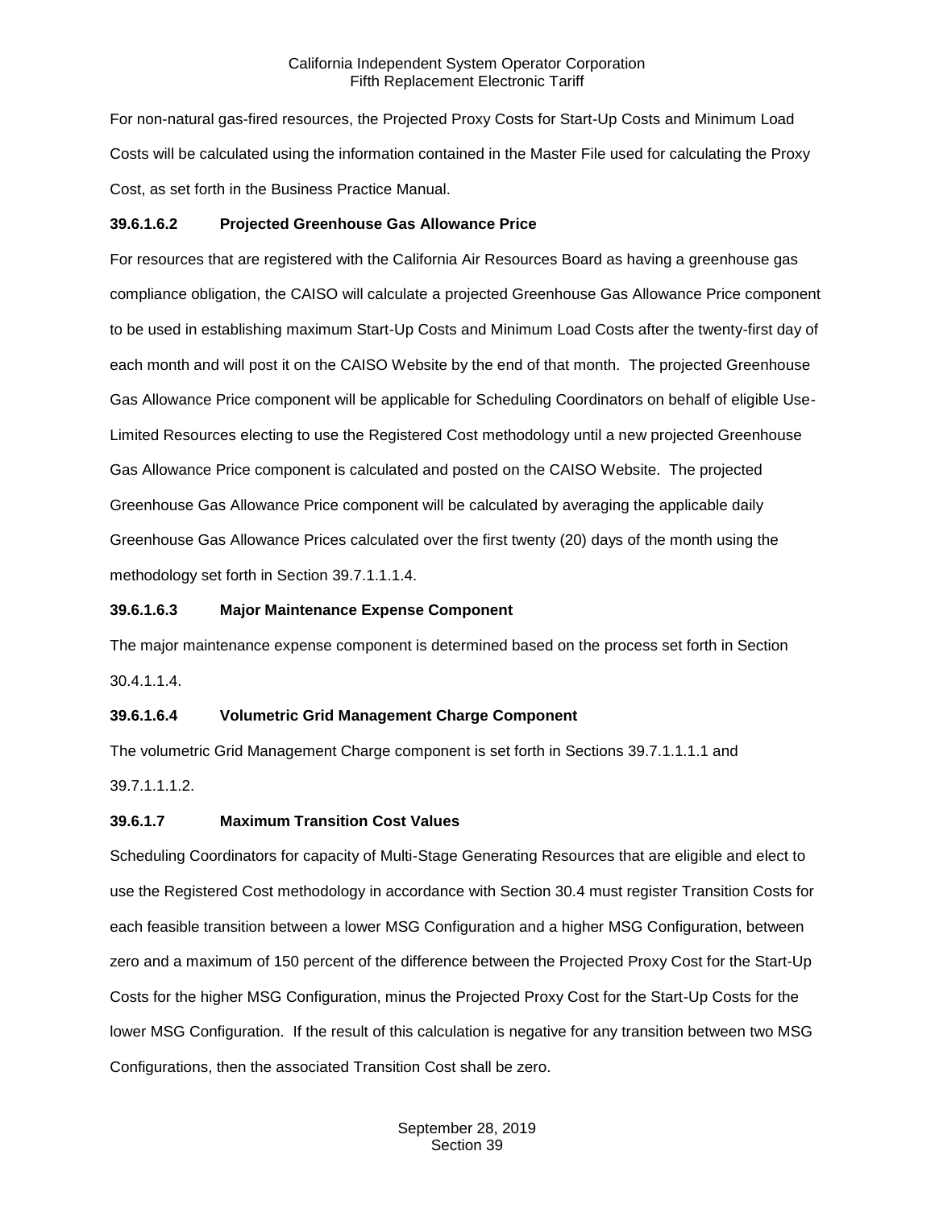For non-natural gas-fired resources, the Projected Proxy Costs for Start-Up Costs and Minimum Load Costs will be calculated using the information contained in the Master File used for calculating the Proxy Cost, as set forth in the Business Practice Manual.

**39.6.1.6.2 Projected Greenhouse Gas Allowance Price**

For resources that are registered with the California Air Resources Board as having a greenhouse gas compliance obligation, the CAISO will calculate a projected Greenhouse Gas Allowance Price component to be used in establishing maximum Start-Up Costs and Minimum Load Costs after the twenty-first day of each month and will post it on the CAISO Website by the end of that month. The projected Greenhouse Gas Allowance Price component will be applicable for Scheduling Coordinators on behalf of eligible Use-Limited Resources electing to use the Registered Cost methodology until a new projected Greenhouse Gas Allowance Price component is calculated and posted on the CAISO Website. The projected Greenhouse Gas Allowance Price component will be calculated by averaging the applicable daily Greenhouse Gas Allowance Prices calculated over the first twenty (20) days of the month using the methodology set forth in Section 39.7.1.1.1.4.

**39.6.1.6.3 Major Maintenance Expense Component**

The major maintenance expense component is determined based on the process set forth in Section 30.4.1.1.4.

**39.6.1.6.4 Volumetric Grid Management Charge Component**

The volumetric Grid Management Charge component is set forth in Sections 39.7.1.1.1.1 and 39.7.1.1.1.2.

**39.6.1.7 Maximum Transition Cost Values**

Scheduling Coordinators for capacity of Multi-Stage Generating Resources that are eligible and elect to use the Registered Cost methodology in accordance with Section 30.4 must register Transition Costs for each feasible transition between a lower MSG Configuration and a higher MSG Configuration, between zero and a maximum of 150 percent of the difference between the Projected Proxy Cost for the Start-Up Costs for the higher MSG Configuration, minus the Projected Proxy Cost for the Start-Up Costs for the lower MSG Configuration. If the result of this calculation is negative for any transition between two MSG Configurations, then the associated Transition Cost shall be zero.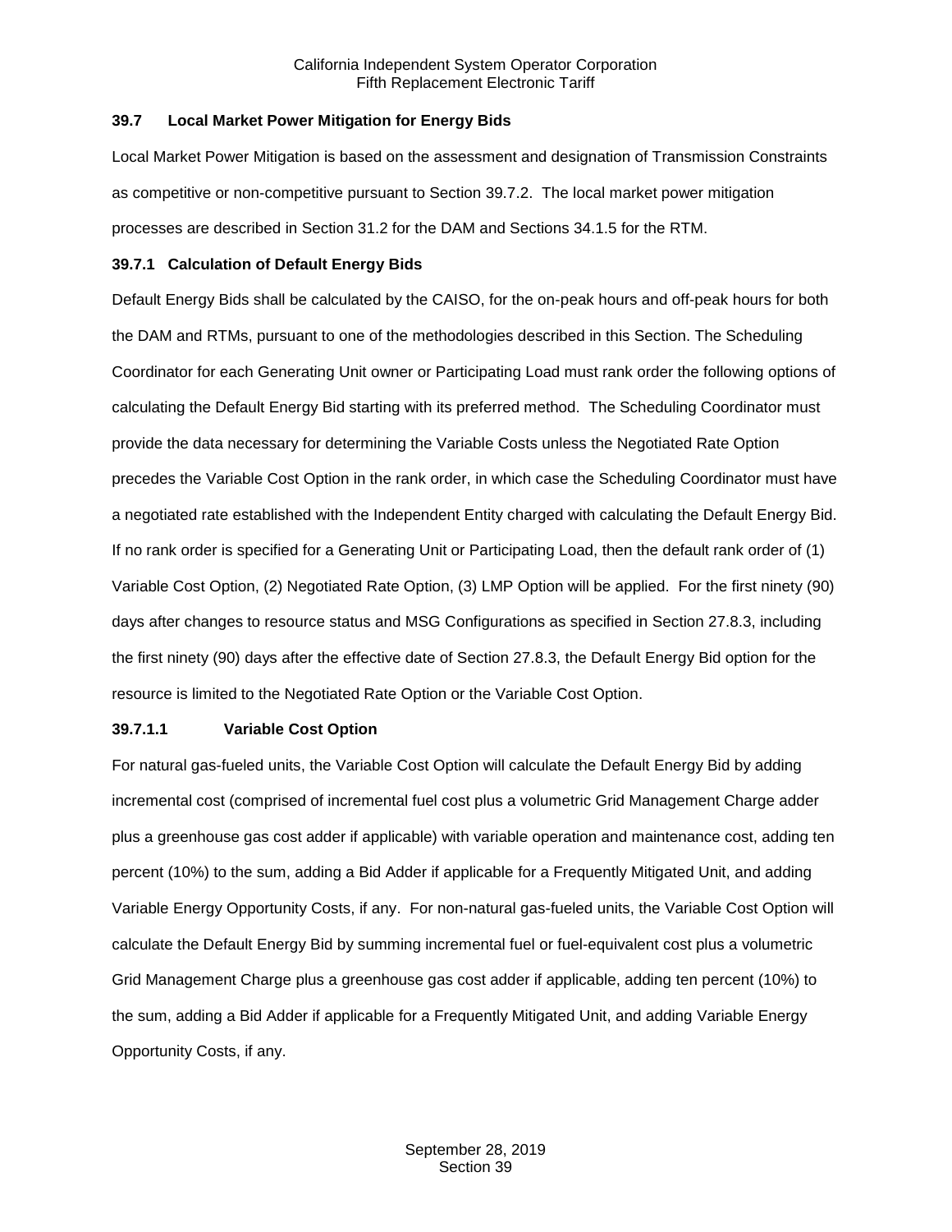## 39.7 Local Market Power Mitigation for Energy Bids

Local Market Power Mitigation is based on the assessment and designation of Transmission Constraints as competitive or non-competitive pursuant to Section 39.7.2. The local market power mitigation processes are described in Section 31.2 for the DAM and Sections 34.1.5 for the RTM.

### 39.7.1 Calculation of Default Energy Bids

Default Energy Bids shall be calculated by the CAISO, for the on-peak hours and off-peak hours for both the DAM and RTMs, pursuant to one of the methodologies described in this Section. The Scheduling Coordinator for each Generating Unit owner or Participating Load must rank order the following options of calculating the Default Energy Bid starting with its preferred method. The Scheduling Coordinator must provide the data necessary for determining the Variable Costs unless the Negotiated Rate Option precedes the Variable Cost Option in the rank order, in which case the Scheduling Coordinator must have a negotiated rate established with the Independent Entity charged with calculating the Default Energy Bid. If no rank order is specified for a Generating Unit or Participating Load, then the default rank order of (1) Variable Cost Option, (2) Negotiated Rate Option, (3) LMP Option will be applied. For the first ninety (90) days after changes to resource status and MSG Configurations as specified in Section 27.8.3, including the first ninety (90) days after the effective date of Section 27.8.3, the Default Energy Bid option for the resource is limited to the Negotiated Rate Option or the Variable Cost Option.

#### 39.7.1.1 Variable Cost Option

For natural gas-fueled units, the Variable Cost Option will calculate the Default Energy Bid by adding incremental cost (comprised of incremental fuel cost plus a volumetric Grid Management Charge adder plus a greenhouse gas cost adder if applicable) with variable operation and maintenance cost, adding ten percent (10%) to the sum, adding a Bid Adder if applicable for a Frequently Mitigated Unit, and adding Variable Energy Opportunity Costs, if any. For non-natural gas-fueled units, the Variable Cost Option will calculate the Default Energy Bid by summing incremental fuel or fuel-equivalent cost plus a volumetric Grid Management Charge plus a greenhouse gas cost adder if applicable, adding ten percent (10%) to the sum, adding a Bid Adder if applicable for a Frequently Mitigated Unit, and adding Variable Energy Opportunity Costs, if any.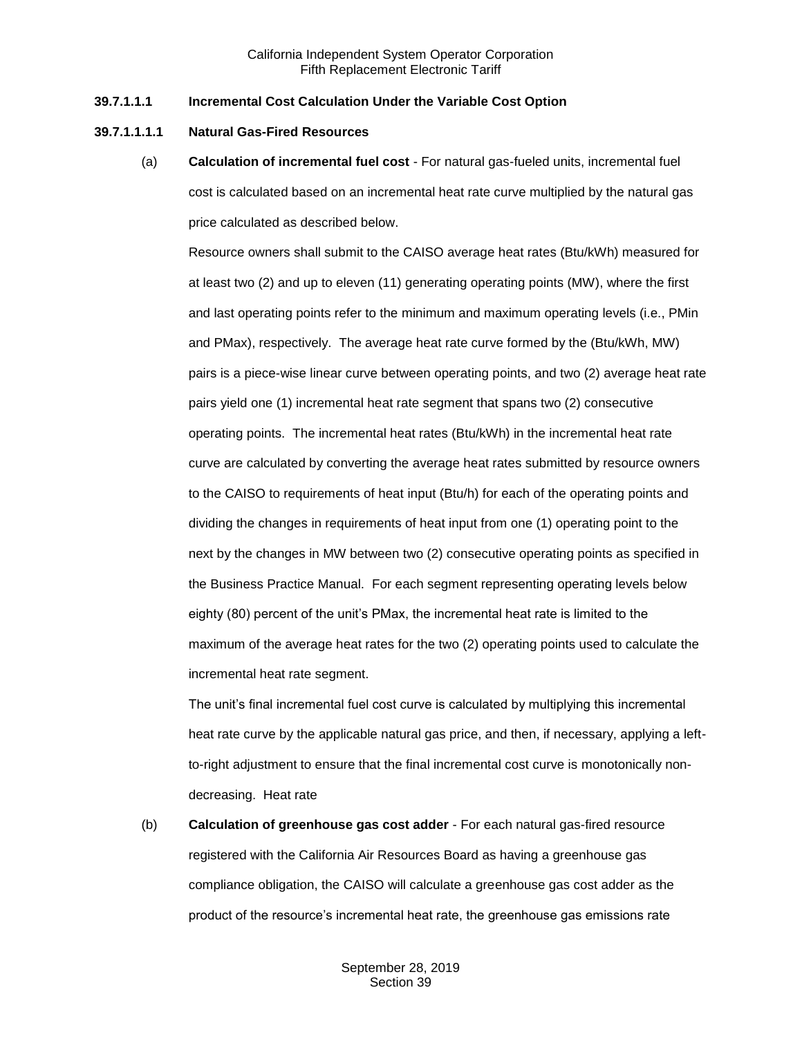**39.7.1.1.1 Incremental Cost Calculation Under the Variable Cost Option**

**39.7.1.1.1.1 Natural Gas-Fired Resources**

(a) **Calculation of incremental fuel cost** - For natural gas-fueled units, incremental fuel cost is calculated based on an incremental heat rate curve multiplied by the natural gas price calculated as described below.

Resource owners shall submit to the CAISO average heat rates (Btu/kWh) measured for at least two (2) and up to eleven (11) generating operating points (MW), where the first and last operating points refer to the minimum and maximum operating levels (i.e., PMin and PMax), respectively. The average heat rate curve formed by the (Btu/kWh, MW) pairs is a piece-wise linear curve between operating points, and two (2) average heat rate pairs yield one (1) incremental heat rate segment that spans two (2) consecutive operating points. The incremental heat rates (Btu/kWh) in the incremental heat rate curve are calculated by converting the average heat rates submitted by resource owners to the CAISO to requirements of heat input (Btu/h) for each of the operating points and dividing the changes in requirements of heat input from one (1) operating point to the next by the changes in MW between two (2) consecutive operating points as specified in the Business Practice Manual. For each segment representing operating levels below eighty (80) percent of the unit's PMax, the incremental heat rate is limited to the maximum of the average heat rates for the two (2) operating points used to calculate the incremental heat rate segment.

The unit's final incremental fuel cost curve is calculated by multiplying this incremental heat rate curve by the applicable natural gas price, and then, if necessary, applying a left-to-right adjustment to ensure that the final incremental cost curve is monotonically non-decreasing. Heat rate

(b) **Calculation of greenhouse gas cost adder** - For each natural gas-fired resource registered with the California Air Resources Board as having a greenhouse gas compliance obligation, the CAISO will calculate a greenhouse gas cost adder as the product of the resource's incremental heat rate, the greenhouse gas emissions rate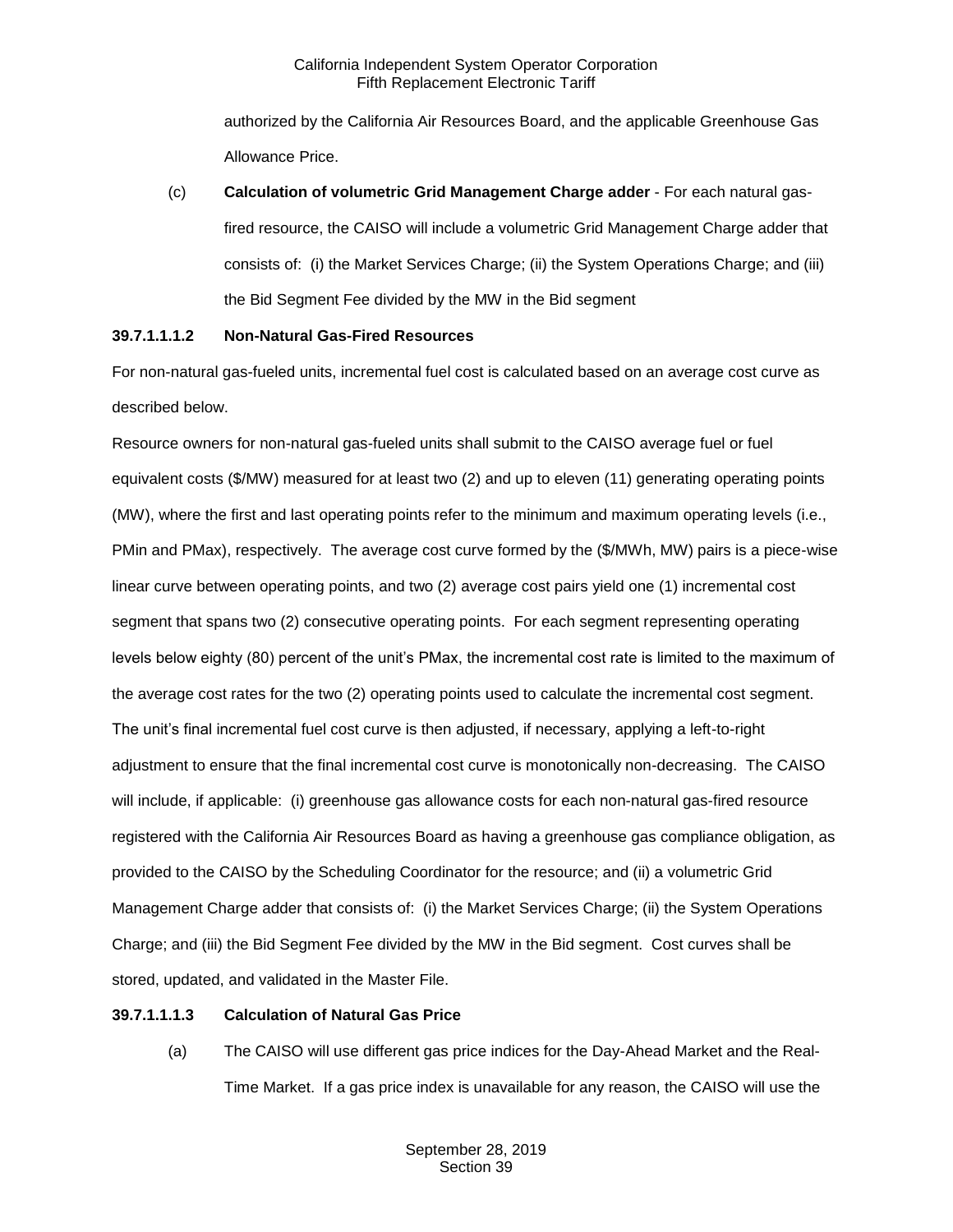authorized by the California Air Resources Board, and the applicable Greenhouse Gas Allowance Price.

(c) **Calculation of volumetric Grid Management Charge adder** - For each natural gas-fired resource, the CAISO will include a volumetric Grid Management Charge adder that consists of: (i) the Market Services Charge; (ii) the System Operations Charge; and (iii) the Bid Segment Fee divided by the MW in the Bid segment

**39.7.1.1.1.2 Non-Natural Gas-Fired Resources**

For non-natural gas-fueled units, incremental fuel cost is calculated based on an average cost curve as described below.

Resource owners for non-natural gas-fueled units shall submit to the CAISO average fuel or fuel equivalent costs ($/MW) measured for at least two (2) and up to eleven (11) generating operating points (MW), where the first and last operating points refer to the minimum and maximum operating levels (i.e., PMin and PMax), respectively. The average cost curve formed by the ($/MWh, MW) pairs is a piece-wise linear curve between operating points, and two (2) average cost pairs yield one (1) incremental cost segment that spans two (2) consecutive operating points. For each segment representing operating levels below eighty (80) percent of the unit's PMax, the incremental cost rate is limited to the maximum of the average cost rates for the two (2) operating points used to calculate the incremental cost segment. The unit's final incremental fuel cost curve is then adjusted, if necessary, applying a left-to-right adjustment to ensure that the final incremental cost curve is monotonically non-decreasing. The CAISO will include, if applicable: (i) greenhouse gas allowance costs for each non-natural gas-fired resource registered with the California Air Resources Board as having a greenhouse gas compliance obligation, as provided to the CAISO by the Scheduling Coordinator for the resource; and (ii) a volumetric Grid Management Charge adder that consists of: (i) the Market Services Charge; (ii) the System Operations Charge; and (iii) the Bid Segment Fee divided by the MW in the Bid segment. Cost curves shall be stored, updated, and validated in the Master File.

**39.7.1.1.1.3 Calculation of Natural Gas Price**

(a) The CAISO will use different gas price indices for the Day-Ahead Market and the Real-Time Market. If a gas price index is unavailable for any reason, the CAISO will use the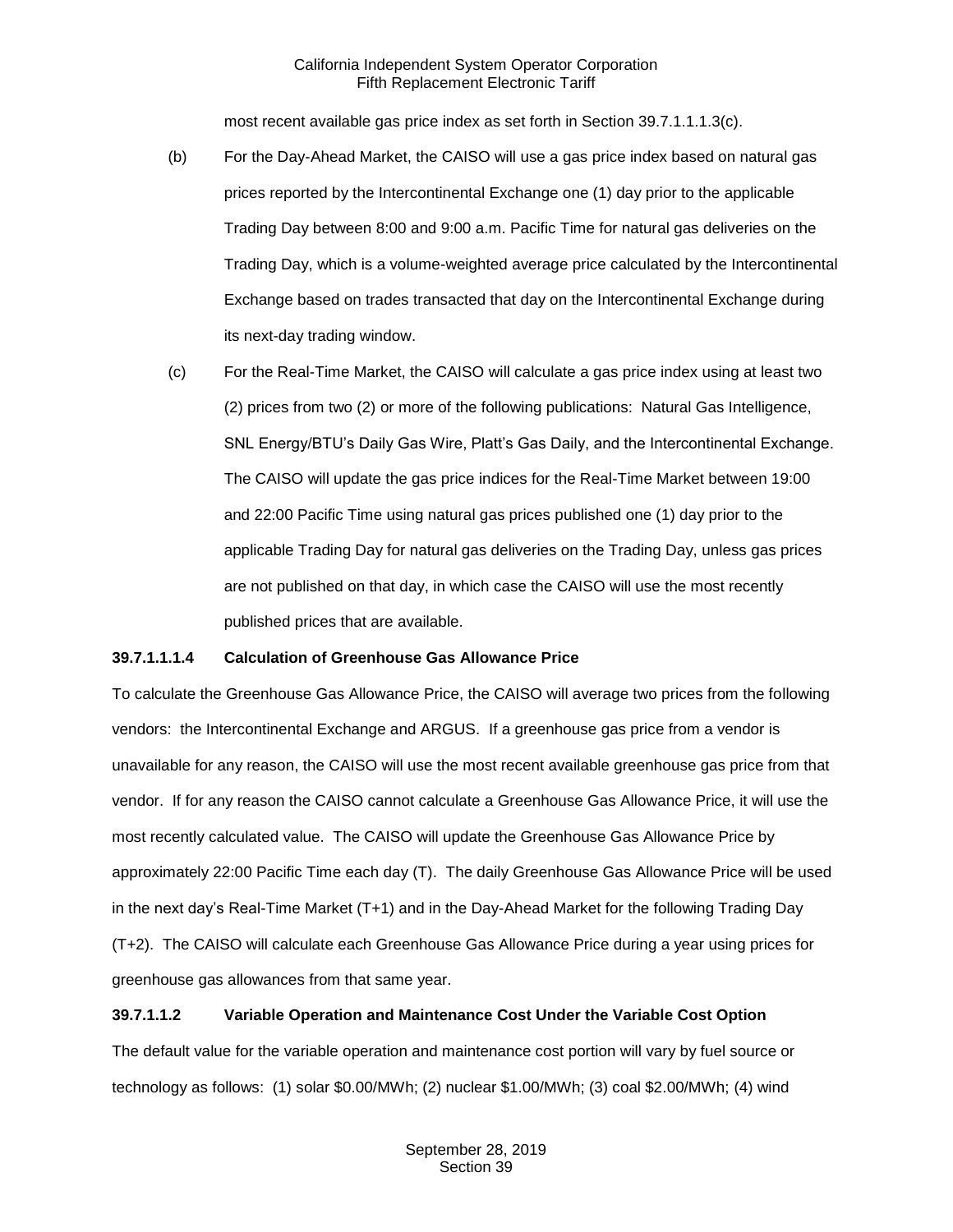most recent available gas price index as set forth in Section 39.7.1.1.1.3(c).

(b) For the Day-Ahead Market, the CAISO will use a gas price index based on natural gas prices reported by the Intercontinental Exchange one (1) day prior to the applicable Trading Day between 8:00 and 9:00 a.m. Pacific Time for natural gas deliveries on the Trading Day, which is a volume-weighted average price calculated by the Intercontinental Exchange based on trades transacted that day on the Intercontinental Exchange during its next-day trading window.

(c) For the Real-Time Market, the CAISO will calculate a gas price index using at least two (2) prices from two (2) or more of the following publications: Natural Gas Intelligence, SNL Energy/BTU's Daily Gas Wire, Platt's Gas Daily, and the Intercontinental Exchange. The CAISO will update the gas price indices for the Real-Time Market between 19:00 and 22:00 Pacific Time using natural gas prices published one (1) day prior to the applicable Trading Day for natural gas deliveries on the Trading Day, unless gas prices are not published on that day, in which case the CAISO will use the most recently published prices that are available.

**39.7.1.1.1.4 Calculation of Greenhouse Gas Allowance Price**

To calculate the Greenhouse Gas Allowance Price, the CAISO will average two prices from the following vendors: the Intercontinental Exchange and ARGUS. If a greenhouse gas price from a vendor is unavailable for any reason, the CAISO will use the most recent available greenhouse gas price from that vendor. If for any reason the CAISO cannot calculate a Greenhouse Gas Allowance Price, it will use the most recently calculated value. The CAISO will update the Greenhouse Gas Allowance Price by approximately 22:00 Pacific Time each day (T). The daily Greenhouse Gas Allowance Price will be used in the next day's Real-Time Market (T+1) and in the Day-Ahead Market for the following Trading Day (T+2). The CAISO will calculate each Greenhouse Gas Allowance Price during a year using prices for greenhouse gas allowances from that same year.

**39.7.1.1.2 Variable Operation and Maintenance Cost Under the Variable Cost Option**

The default value for the variable operation and maintenance cost portion will vary by fuel source or technology as follows: (1) solar $0.00/MWh; (2) nuclear $1.00/MWh; (3) coal $2.00/MWh; (4) wind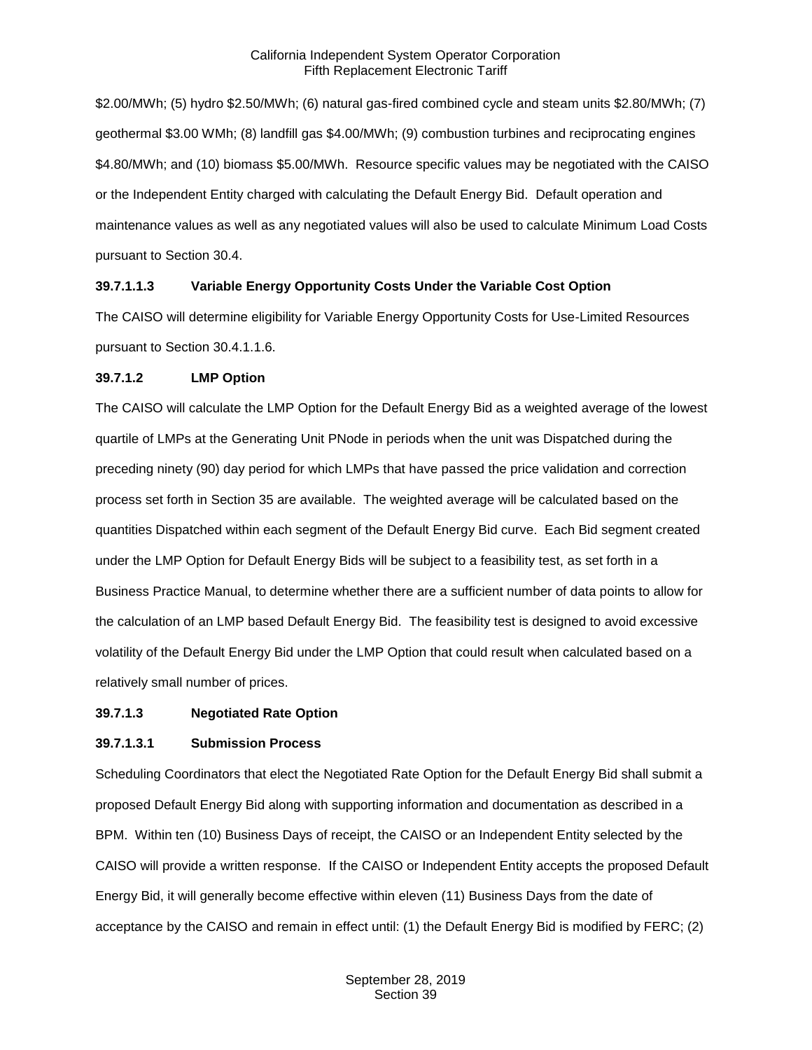$2.00/MWh; (5) hydro $2.50/MWh; (6) natural gas-fired combined cycle and steam units $2.80/MWh; (7) geothermal $3.00 WMh; (8) landfill gas $4.00/MWh; (9) combustion turbines and reciprocating engines $4.80/MWh; and (10) biomass $5.00/MWh. Resource specific values may be negotiated with the CAISO or the Independent Entity charged with calculating the Default Energy Bid. Default operation and maintenance values as well as any negotiated values will also be used to calculate Minimum Load Costs pursuant to Section 30.4.

**39.7.1.1.3 Variable Energy Opportunity Costs Under the Variable Cost Option**

The CAISO will determine eligibility for Variable Energy Opportunity Costs for Use-Limited Resources pursuant to Section 30.4.1.1.6.

**39.7.1.2 LMP Option**

The CAISO will calculate the LMP Option for the Default Energy Bid as a weighted average of the lowest quartile of LMPs at the Generating Unit PNode in periods when the unit was Dispatched during the preceding ninety (90) day period for which LMPs that have passed the price validation and correction process set forth in Section 35 are available. The weighted average will be calculated based on the quantities Dispatched within each segment of the Default Energy Bid curve. Each Bid segment created under the LMP Option for Default Energy Bids will be subject to a feasibility test, as set forth in a Business Practice Manual, to determine whether there are a sufficient number of data points to allow for the calculation of an LMP based Default Energy Bid. The feasibility test is designed to avoid excessive volatility of the Default Energy Bid under the LMP Option that could result when calculated based on a relatively small number of prices.

**39.7.1.3 Negotiated Rate Option**

**39.7.1.3.1 Submission Process**

Scheduling Coordinators that elect the Negotiated Rate Option for the Default Energy Bid shall submit a proposed Default Energy Bid along with supporting information and documentation as described in a BPM. Within ten (10) Business Days of receipt, the CAISO or an Independent Entity selected by the CAISO will provide a written response. If the CAISO or Independent Entity accepts the proposed Default Energy Bid, it will generally become effective within eleven (11) Business Days from the date of acceptance by the CAISO and remain in effect until: (1) the Default Energy Bid is modified by FERC; (2)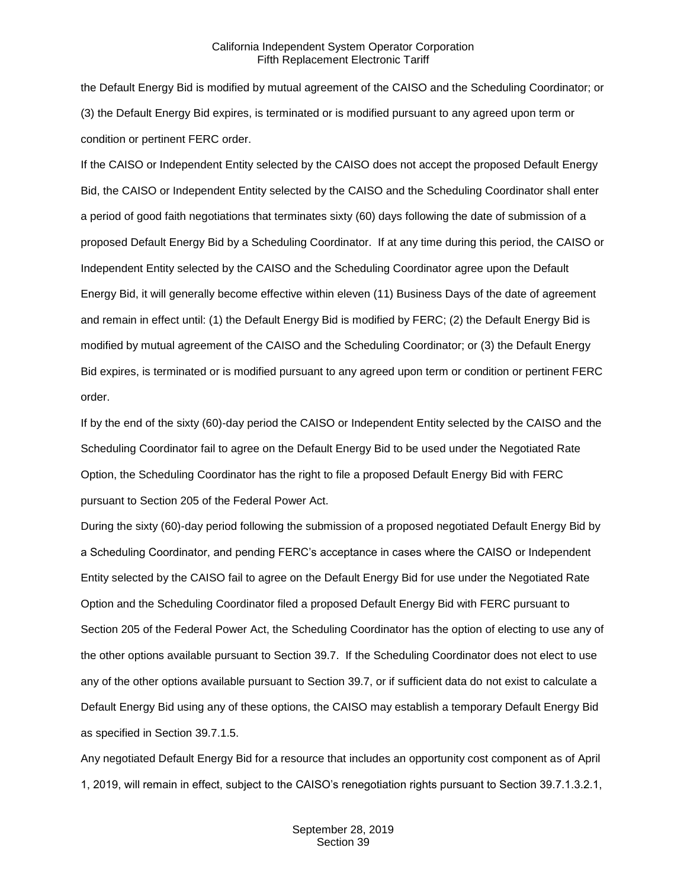the Default Energy Bid is modified by mutual agreement of the CAISO and the Scheduling Coordinator; or (3) the Default Energy Bid expires, is terminated or is modified pursuant to any agreed upon term or condition or pertinent FERC order.

If the CAISO or Independent Entity selected by the CAISO does not accept the proposed Default Energy Bid, the CAISO or Independent Entity selected by the CAISO and the Scheduling Coordinator shall enter a period of good faith negotiations that terminates sixty (60) days following the date of submission of a proposed Default Energy Bid by a Scheduling Coordinator. If at any time during this period, the CAISO or Independent Entity selected by the CAISO and the Scheduling Coordinator agree upon the Default Energy Bid, it will generally become effective within eleven (11) Business Days of the date of agreement and remain in effect until: (1) the Default Energy Bid is modified by FERC; (2) the Default Energy Bid is modified by mutual agreement of the CAISO and the Scheduling Coordinator; or (3) the Default Energy Bid expires, is terminated or is modified pursuant to any agreed upon term or condition or pertinent FERC order.

If by the end of the sixty (60)-day period the CAISO or Independent Entity selected by the CAISO and the Scheduling Coordinator fail to agree on the Default Energy Bid to be used under the Negotiated Rate Option, the Scheduling Coordinator has the right to file a proposed Default Energy Bid with FERC pursuant to Section 205 of the Federal Power Act.

During the sixty (60)-day period following the submission of a proposed negotiated Default Energy Bid by a Scheduling Coordinator, and pending FERC's acceptance in cases where the CAISO or Independent Entity selected by the CAISO fail to agree on the Default Energy Bid for use under the Negotiated Rate Option and the Scheduling Coordinator filed a proposed Default Energy Bid with FERC pursuant to Section 205 of the Federal Power Act, the Scheduling Coordinator has the option of electing to use any of the other options available pursuant to Section 39.7. If the Scheduling Coordinator does not elect to use any of the other options available pursuant to Section 39.7, or if sufficient data do not exist to calculate a Default Energy Bid using any of these options, the CAISO may establish a temporary Default Energy Bid as specified in Section 39.7.1.5.

Any negotiated Default Energy Bid for a resource that includes an opportunity cost component as of April 1, 2019, will remain in effect, subject to the CAISO's renegotiation rights pursuant to Section 39.7.1.3.2.1,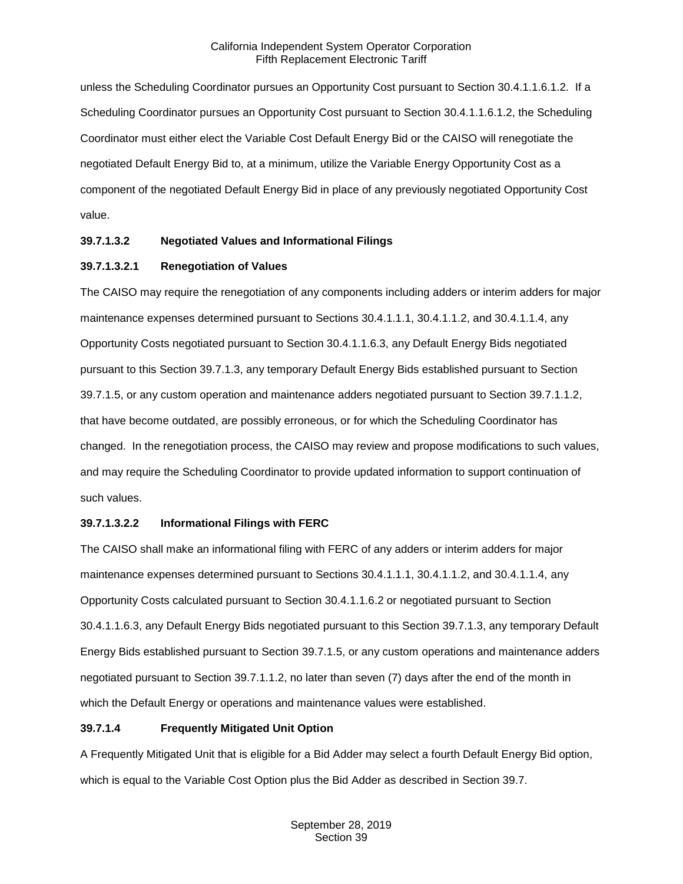unless the Scheduling Coordinator pursues an Opportunity Cost pursuant to Section 30.4.1.1.6.1.2. If a Scheduling Coordinator pursues an Opportunity Cost pursuant to Section 30.4.1.1.6.1.2, the Scheduling Coordinator must either elect the Variable Cost Default Energy Bid or the CAISO will renegotiate the negotiated Default Energy Bid to, at a minimum, utilize the Variable Energy Opportunity Cost as a component of the negotiated Default Energy Bid in place of any previously negotiated Opportunity Cost value.

**39.7.1.3.2 Negotiated Values and Informational Filings**

**39.7.1.3.2.1 Renegotiation of Values**

The CAISO may require the renegotiation of any components including adders or interim adders for major maintenance expenses determined pursuant to Sections 30.4.1.1.1, 30.4.1.1.2, and 30.4.1.1.4, any Opportunity Costs negotiated pursuant to Section 30.4.1.1.6.3, any Default Energy Bids negotiated pursuant to this Section 39.7.1.3, any temporary Default Energy Bids established pursuant to Section 39.7.1.5, or any custom operation and maintenance adders negotiated pursuant to Section 39.7.1.1.2, that have become outdated, are possibly erroneous, or for which the Scheduling Coordinator has changed. In the renegotiation process, the CAISO may review and propose modifications to such values, and may require the Scheduling Coordinator to provide updated information to support continuation of such values.

**39.7.1.3.2.2 Informational Filings with FERC**

The CAISO shall make an informational filing with FERC of any adders or interim adders for major maintenance expenses determined pursuant to Sections 30.4.1.1.1, 30.4.1.1.2, and 30.4.1.1.4, any Opportunity Costs calculated pursuant to Section 30.4.1.1.6.2 or negotiated pursuant to Section 30.4.1.1.6.3, any Default Energy Bids negotiated pursuant to this Section 39.7.1.3, any temporary Default Energy Bids established pursuant to Section 39.7.1.5, or any custom operations and maintenance adders negotiated pursuant to Section 39.7.1.1.2, no later than seven (7) days after the end of the month in which the Default Energy or operations and maintenance values were established.

**39.7.1.4 Frequently Mitigated Unit Option**

A Frequently Mitigated Unit that is eligible for a Bid Adder may select a fourth Default Energy Bid option, which is equal to the Variable Cost Option plus the Bid Adder as described in Section 39.7.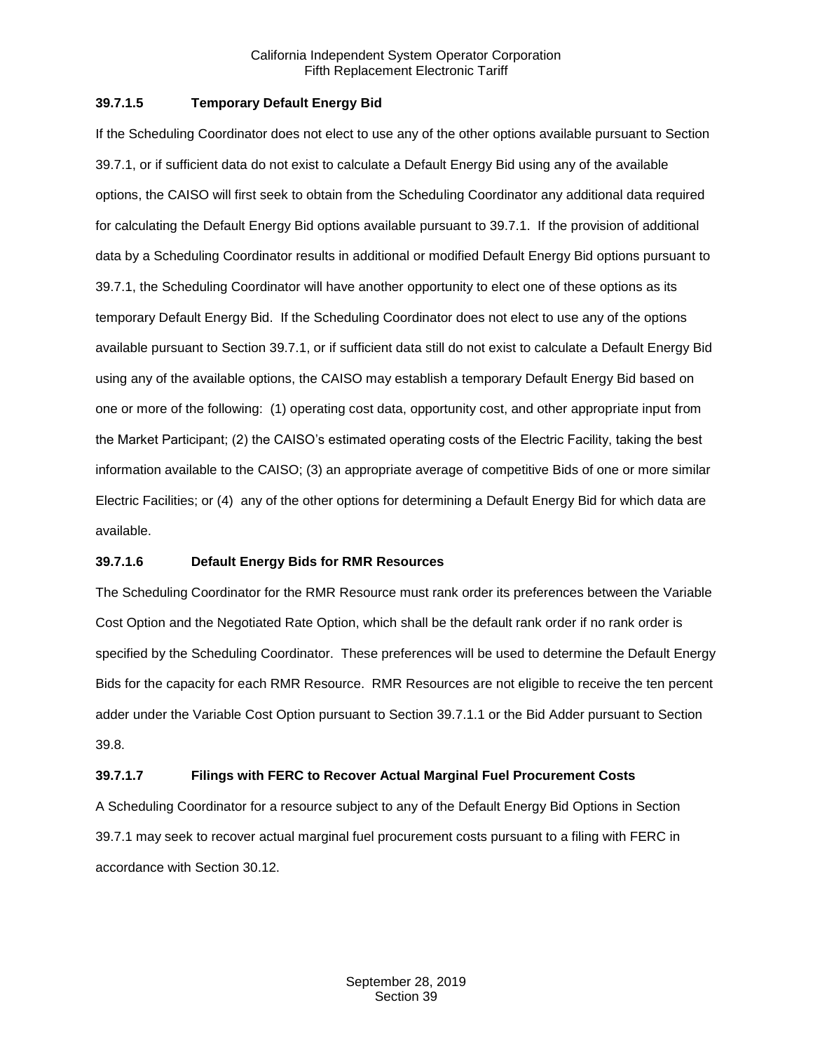### 39.7.1.5 Temporary Default Energy Bid

If the Scheduling Coordinator does not elect to use any of the other options available pursuant to Section 39.7.1, or if sufficient data do not exist to calculate a Default Energy Bid using any of the available options, the CAISO will first seek to obtain from the Scheduling Coordinator any additional data required for calculating the Default Energy Bid options available pursuant to 39.7.1. If the provision of additional data by a Scheduling Coordinator results in additional or modified Default Energy Bid options pursuant to 39.7.1, the Scheduling Coordinator will have another opportunity to elect one of these options as its temporary Default Energy Bid. If the Scheduling Coordinator does not elect to use any of the options available pursuant to Section 39.7.1, or if sufficient data still do not exist to calculate a Default Energy Bid using any of the available options, the CAISO may establish a temporary Default Energy Bid based on one or more of the following: (1) operating cost data, opportunity cost, and other appropriate input from the Market Participant; (2) the CAISO's estimated operating costs of the Electric Facility, taking the best information available to the CAISO; (3) an appropriate average of competitive Bids of one or more similar Electric Facilities; or (4) any of the other options for determining a Default Energy Bid for which data are available.

### 39.7.1.6 Default Energy Bids for RMR Resources

The Scheduling Coordinator for the RMR Resource must rank order its preferences between the Variable Cost Option and the Negotiated Rate Option, which shall be the default rank order if no rank order is specified by the Scheduling Coordinator. These preferences will be used to determine the Default Energy Bids for the capacity for each RMR Resource. RMR Resources are not eligible to receive the ten percent adder under the Variable Cost Option pursuant to Section 39.7.1.1 or the Bid Adder pursuant to Section 39.8.

### 39.7.1.7 Filings with FERC to Recover Actual Marginal Fuel Procurement Costs

A Scheduling Coordinator for a resource subject to any of the Default Energy Bid Options in Section 39.7.1 may seek to recover actual marginal fuel procurement costs pursuant to a filing with FERC in accordance with Section 30.12.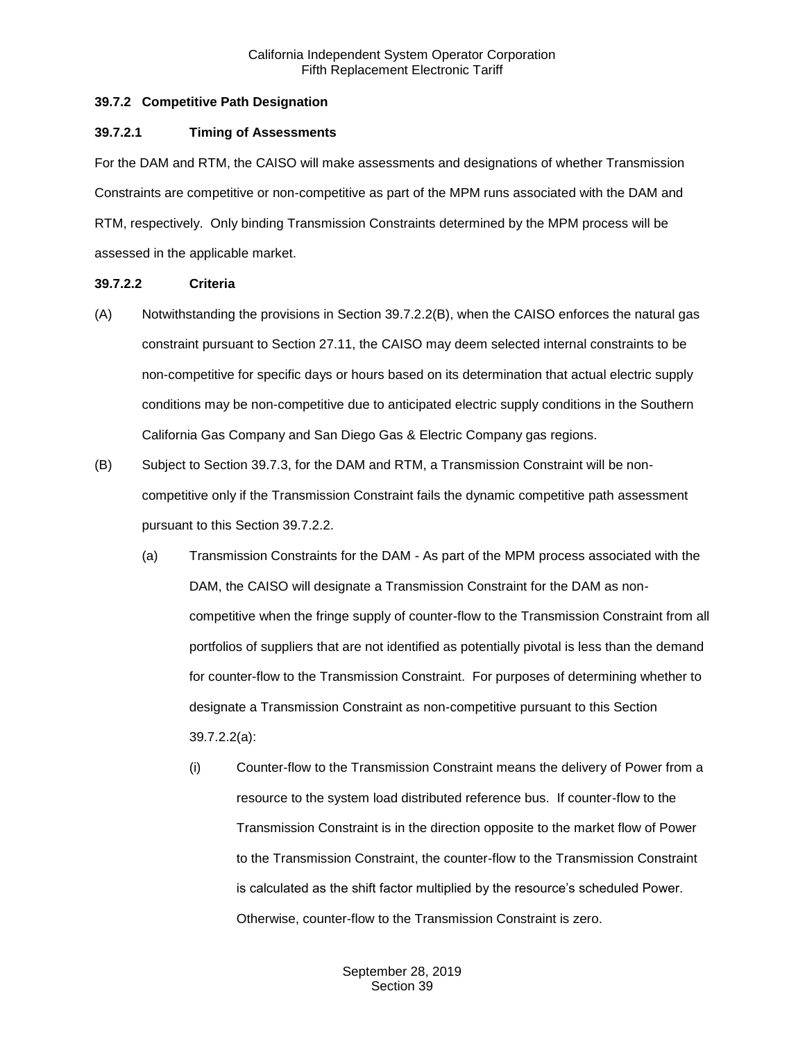### 39.7.2 Competitive Path Designation

#### 39.7.2.1 Timing of Assessments

For the DAM and RTM, the CAISO will make assessments and designations of whether Transmission Constraints are competitive or non-competitive as part of the MPM runs associated with the DAM and RTM, respectively. Only binding Transmission Constraints determined by the MPM process will be assessed in the applicable market.

#### 39.7.2.2 Criteria

(A) Notwithstanding the provisions in Section 39.7.2.2(B), when the CAISO enforces the natural gas constraint pursuant to Section 27.11, the CAISO may deem selected internal constraints to be non-competitive for specific days or hours based on its determination that actual electric supply conditions may be non-competitive due to anticipated electric supply conditions in the Southern California Gas Company and San Diego Gas & Electric Company gas regions.

(B) Subject to Section 39.7.3, for the DAM and RTM, a Transmission Constraint will be non-competitive only if the Transmission Constraint fails the dynamic competitive path assessment pursuant to this Section 39.7.2.2.

(a) Transmission Constraints for the DAM - As part of the MPM process associated with the DAM, the CAISO will designate a Transmission Constraint for the DAM as non-competitive when the fringe supply of counter-flow to the Transmission Constraint from all portfolios of suppliers that are not identified as potentially pivotal is less than the demand for counter-flow to the Transmission Constraint. For purposes of determining whether to designate a Transmission Constraint as non-competitive pursuant to this Section 39.7.2.2(a):

(i) Counter-flow to the Transmission Constraint means the delivery of Power from a resource to the system load distributed reference bus. If counter-flow to the Transmission Constraint is in the direction opposite to the market flow of Power to the Transmission Constraint, the counter-flow to the Transmission Constraint is calculated as the shift factor multiplied by the resource's scheduled Power. Otherwise, counter-flow to the Transmission Constraint is zero.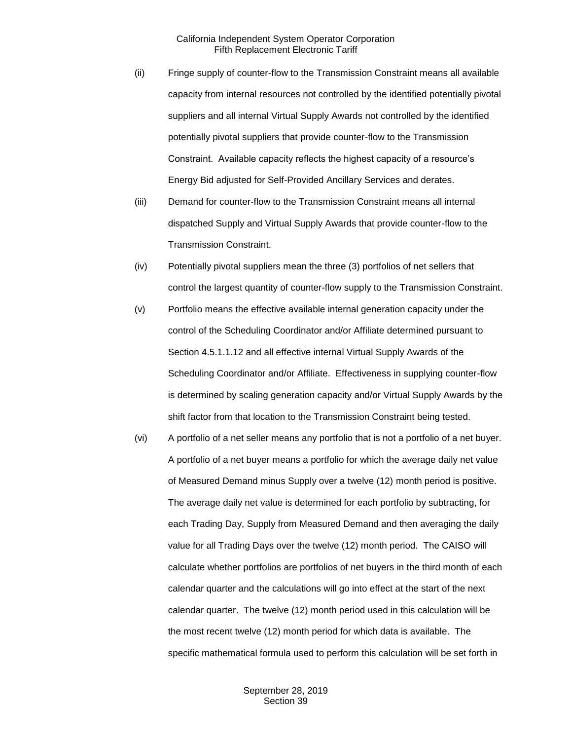(ii) Fringe supply of counter-flow to the Transmission Constraint means all available capacity from internal resources not controlled by the identified potentially pivotal suppliers and all internal Virtual Supply Awards not controlled by the identified potentially pivotal suppliers that provide counter-flow to the Transmission Constraint. Available capacity reflects the highest capacity of a resource's Energy Bid adjusted for Self-Provided Ancillary Services and derates.

(iii) Demand for counter-flow to the Transmission Constraint means all internal dispatched Supply and Virtual Supply Awards that provide counter-flow to the Transmission Constraint.

(iv) Potentially pivotal suppliers mean the three (3) portfolios of net sellers that control the largest quantity of counter-flow supply to the Transmission Constraint.

(v) Portfolio means the effective available internal generation capacity under the control of the Scheduling Coordinator and/or Affiliate determined pursuant to Section 4.5.1.1.12 and all effective internal Virtual Supply Awards of the Scheduling Coordinator and/or Affiliate. Effectiveness in supplying counter-flow is determined by scaling generation capacity and/or Virtual Supply Awards by the shift factor from that location to the Transmission Constraint being tested.

(vi) A portfolio of a net seller means any portfolio that is not a portfolio of a net buyer. A portfolio of a net buyer means a portfolio for which the average daily net value of Measured Demand minus Supply over a twelve (12) month period is positive. The average daily net value is determined for each portfolio by subtracting, for each Trading Day, Supply from Measured Demand and then averaging the daily value for all Trading Days over the twelve (12) month period. The CAISO will calculate whether portfolios are portfolios of net buyers in the third month of each calendar quarter and the calculations will go into effect at the start of the next calendar quarter. The twelve (12) month period used in this calculation will be the most recent twelve (12) month period for which data is available. The specific mathematical formula used to perform this calculation will be set forth in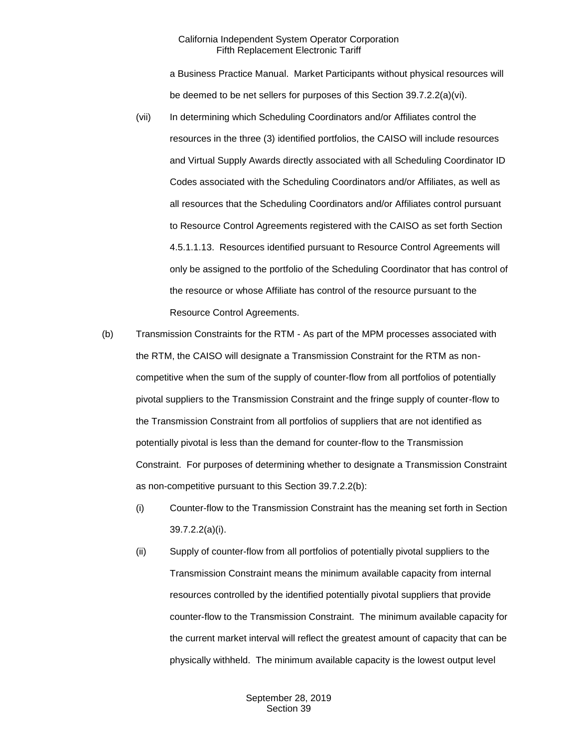a Business Practice Manual. Market Participants without physical resources will be deemed to be net sellers for purposes of this Section 39.7.2.2(a)(vi).

(vii) In determining which Scheduling Coordinators and/or Affiliates control the resources in the three (3) identified portfolios, the CAISO will include resources and Virtual Supply Awards directly associated with all Scheduling Coordinator ID Codes associated with the Scheduling Coordinators and/or Affiliates, as well as all resources that the Scheduling Coordinators and/or Affiliates control pursuant to Resource Control Agreements registered with the CAISO as set forth Section 4.5.1.1.13. Resources identified pursuant to Resource Control Agreements will only be assigned to the portfolio of the Scheduling Coordinator that has control of the resource or whose Affiliate has control of the resource pursuant to the Resource Control Agreements.

(b) Transmission Constraints for the RTM - As part of the MPM processes associated with the RTM, the CAISO will designate a Transmission Constraint for the RTM as non-competitive when the sum of the supply of counter-flow from all portfolios of potentially pivotal suppliers to the Transmission Constraint and the fringe supply of counter-flow to the Transmission Constraint from all portfolios of suppliers that are not identified as potentially pivotal is less than the demand for counter-flow to the Transmission Constraint. For purposes of determining whether to designate a Transmission Constraint as non-competitive pursuant to this Section 39.7.2.2(b):

(i) Counter-flow to the Transmission Constraint has the meaning set forth in Section 39.7.2.2(a)(i).

(ii) Supply of counter-flow from all portfolios of potentially pivotal suppliers to the Transmission Constraint means the minimum available capacity from internal resources controlled by the identified potentially pivotal suppliers that provide counter-flow to the Transmission Constraint. The minimum available capacity for the current market interval will reflect the greatest amount of capacity that can be physically withheld. The minimum available capacity is the lowest output level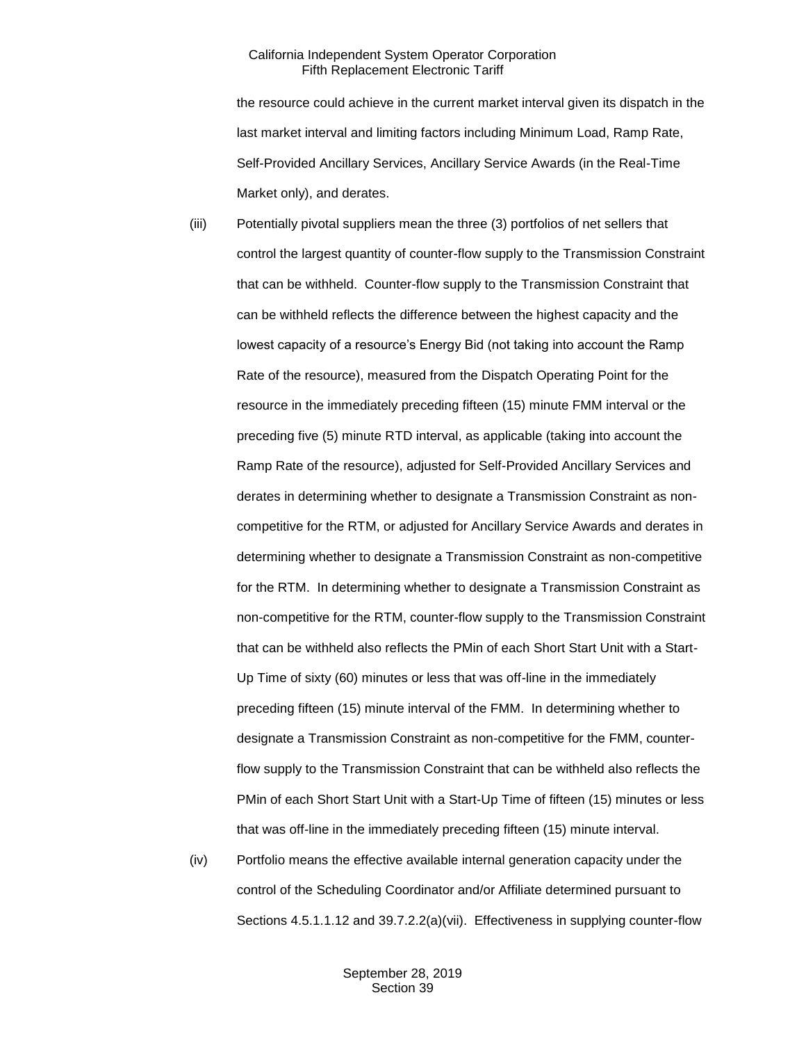the resource could achieve in the current market interval given its dispatch in the last market interval and limiting factors including Minimum Load, Ramp Rate, Self-Provided Ancillary Services, Ancillary Service Awards (in the Real-Time Market only), and derates.

(iii) Potentially pivotal suppliers mean the three (3) portfolios of net sellers that control the largest quantity of counter-flow supply to the Transmission Constraint that can be withheld. Counter-flow supply to the Transmission Constraint that can be withheld reflects the difference between the highest capacity and the lowest capacity of a resource's Energy Bid (not taking into account the Ramp Rate of the resource), measured from the Dispatch Operating Point for the resource in the immediately preceding fifteen (15) minute FMM interval or the preceding five (5) minute RTD interval, as applicable (taking into account the Ramp Rate of the resource), adjusted for Self-Provided Ancillary Services and derates in determining whether to designate a Transmission Constraint as non-competitive for the RTM, or adjusted for Ancillary Service Awards and derates in determining whether to designate a Transmission Constraint as non-competitive for the RTM. In determining whether to designate a Transmission Constraint as non-competitive for the RTM, counter-flow supply to the Transmission Constraint that can be withheld also reflects the PMin of each Short Start Unit with a Start-Up Time of sixty (60) minutes or less that was off-line in the immediately preceding fifteen (15) minute interval of the FMM. In determining whether to designate a Transmission Constraint as non-competitive for the FMM, counter-flow supply to the Transmission Constraint that can be withheld also reflects the PMin of each Short Start Unit with a Start-Up Time of fifteen (15) minutes or less that was off-line in the immediately preceding fifteen (15) minute interval.

(iv) Portfolio means the effective available internal generation capacity under the control of the Scheduling Coordinator and/or Affiliate determined pursuant to Sections 4.5.1.1.12 and 39.7.2.2(a)(vii). Effectiveness in supplying counter-flow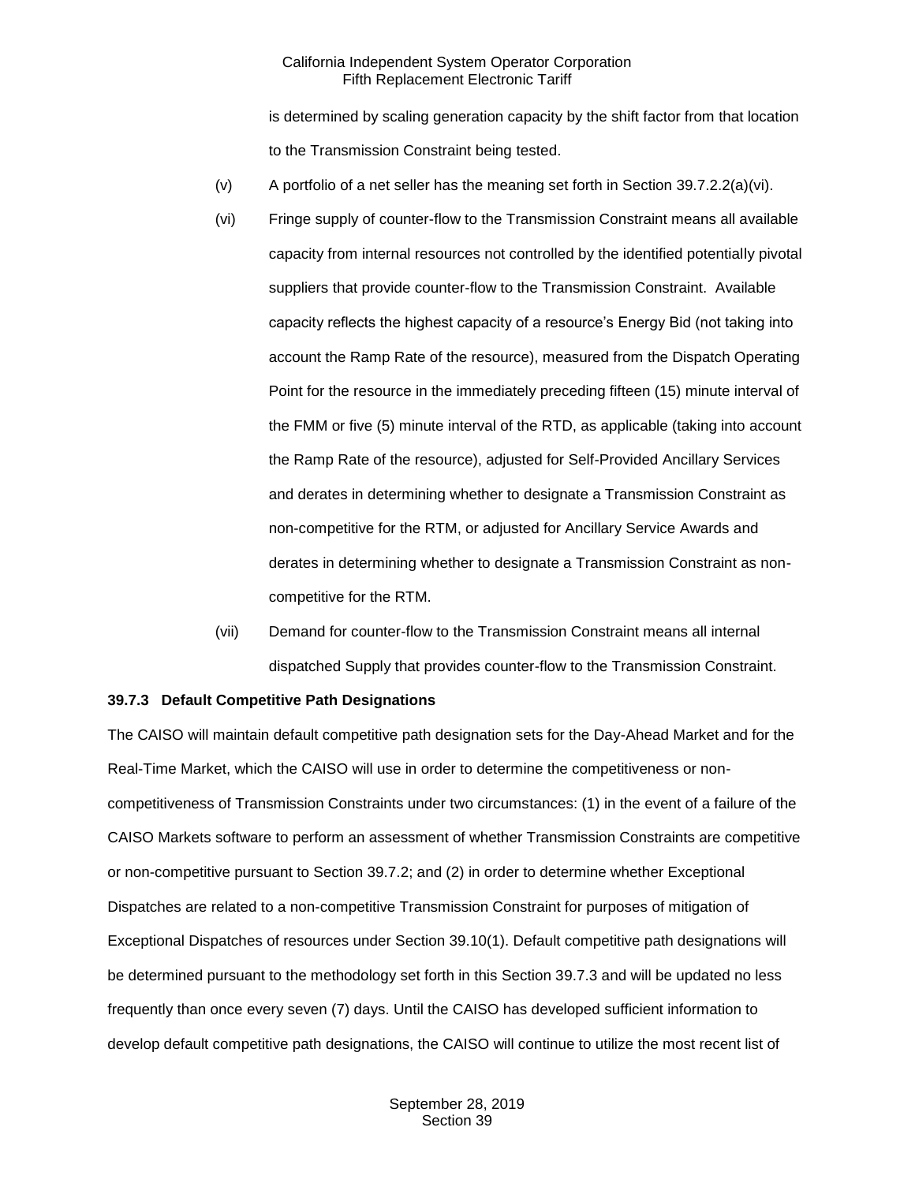is determined by scaling generation capacity by the shift factor from that location to the Transmission Constraint being tested.

(v) A portfolio of a net seller has the meaning set forth in Section 39.7.2.2(a)(vi).

(vi) Fringe supply of counter-flow to the Transmission Constraint means all available capacity from internal resources not controlled by the identified potentially pivotal suppliers that provide counter-flow to the Transmission Constraint. Available capacity reflects the highest capacity of a resource's Energy Bid (not taking into account the Ramp Rate of the resource), measured from the Dispatch Operating Point for the resource in the immediately preceding fifteen (15) minute interval of the FMM or five (5) minute interval of the RTD, as applicable (taking into account the Ramp Rate of the resource), adjusted for Self-Provided Ancillary Services and derates in determining whether to designate a Transmission Constraint as non-competitive for the RTM, or adjusted for Ancillary Service Awards and derates in determining whether to designate a Transmission Constraint as non-competitive for the RTM.

(vii) Demand for counter-flow to the Transmission Constraint means all internal dispatched Supply that provides counter-flow to the Transmission Constraint.

**39.7.3 Default Competitive Path Designations**

The CAISO will maintain default competitive path designation sets for the Day-Ahead Market and for the Real-Time Market, which the CAISO will use in order to determine the competitiveness or non-competitiveness of Transmission Constraints under two circumstances: (1) in the event of a failure of the CAISO Markets software to perform an assessment of whether Transmission Constraints are competitive or non-competitive pursuant to Section 39.7.2; and (2) in order to determine whether Exceptional Dispatches are related to a non-competitive Transmission Constraint for purposes of mitigation of Exceptional Dispatches of resources under Section 39.10(1). Default competitive path designations will be determined pursuant to the methodology set forth in this Section 39.7.3 and will be updated no less frequently than once every seven (7) days. Until the CAISO has developed sufficient information to develop default competitive path designations, the CAISO will continue to utilize the most recent list of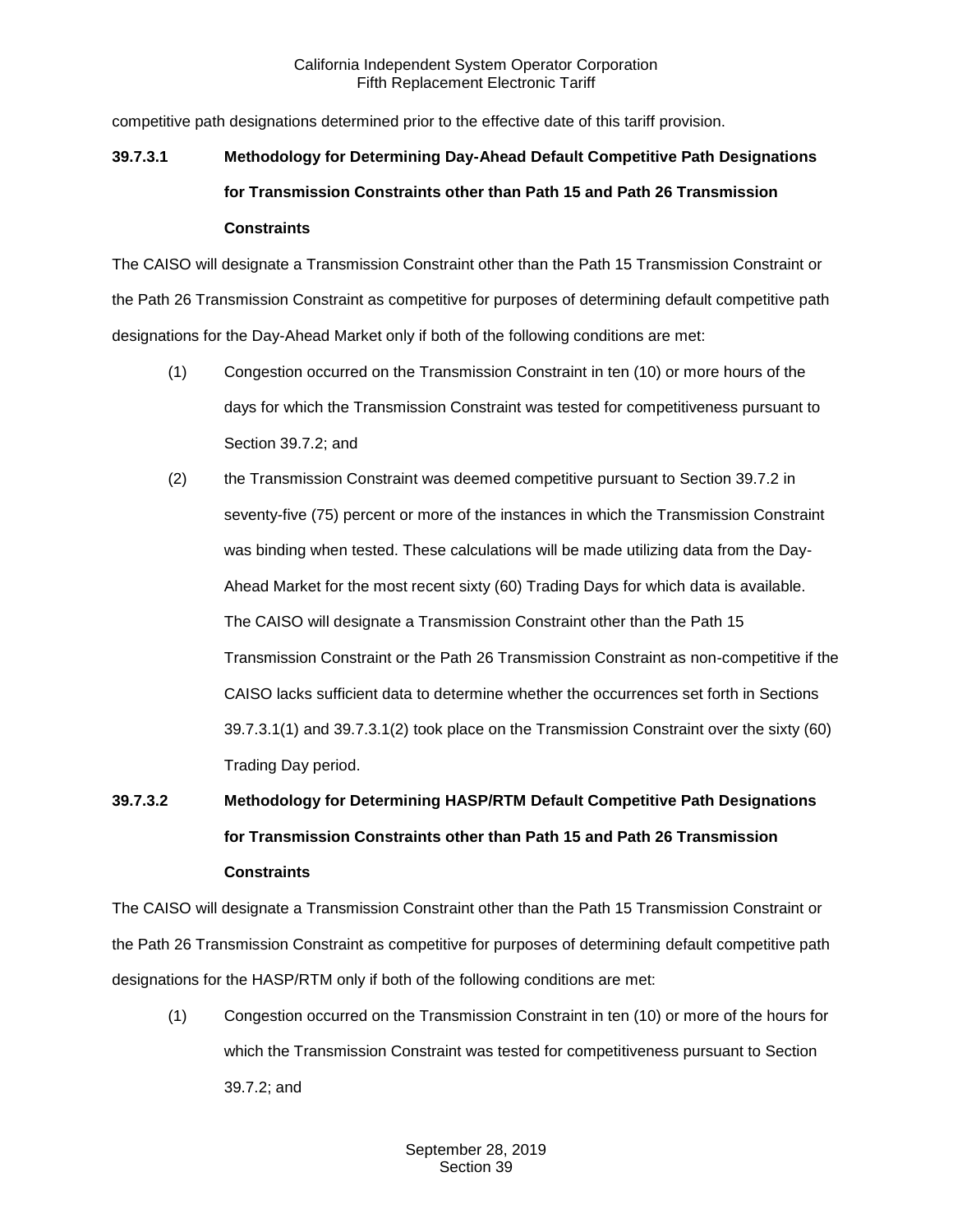competitive path designations determined prior to the effective date of this tariff provision.

### 39.7.3.1 Methodology for Determining Day-Ahead Default Competitive Path Designations for Transmission Constraints other than Path 15 and Path 26 Transmission Constraints

The CAISO will designate a Transmission Constraint other than the Path 15 Transmission Constraint or the Path 26 Transmission Constraint as competitive for purposes of determining default competitive path designations for the Day-Ahead Market only if both of the following conditions are met:

(1) Congestion occurred on the Transmission Constraint in ten (10) or more hours of the days for which the Transmission Constraint was tested for competitiveness pursuant to Section 39.7.2; and

(2) the Transmission Constraint was deemed competitive pursuant to Section 39.7.2 in seventy-five (75) percent or more of the instances in which the Transmission Constraint was binding when tested. These calculations will be made utilizing data from the Day-Ahead Market for the most recent sixty (60) Trading Days for which data is available. The CAISO will designate a Transmission Constraint other than the Path 15 Transmission Constraint or the Path 26 Transmission Constraint as non-competitive if the CAISO lacks sufficient data to determine whether the occurrences set forth in Sections 39.7.3.1(1) and 39.7.3.1(2) took place on the Transmission Constraint over the sixty (60) Trading Day period.

### 39.7.3.2 Methodology for Determining HASP/RTM Default Competitive Path Designations for Transmission Constraints other than Path 15 and Path 26 Transmission Constraints

The CAISO will designate a Transmission Constraint other than the Path 15 Transmission Constraint or the Path 26 Transmission Constraint as competitive for purposes of determining default competitive path designations for the HASP/RTM only if both of the following conditions are met:

(1) Congestion occurred on the Transmission Constraint in ten (10) or more of the hours for which the Transmission Constraint was tested for competitiveness pursuant to Section 39.7.2; and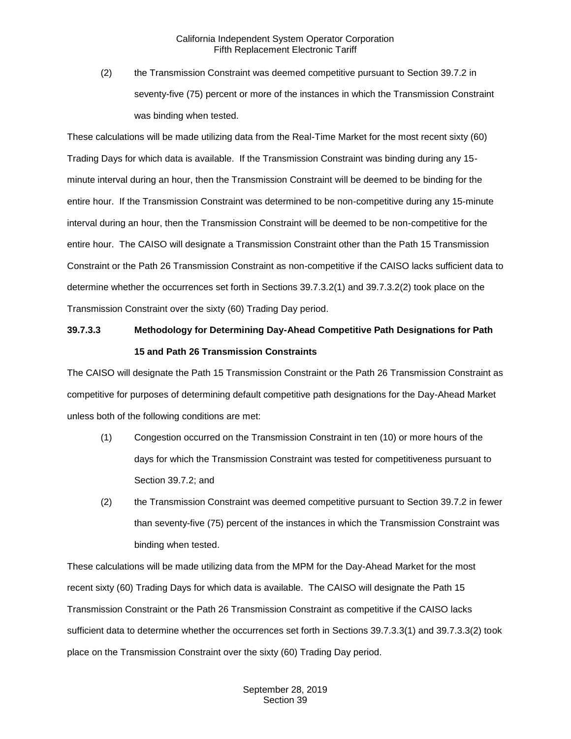(2) the Transmission Constraint was deemed competitive pursuant to Section 39.7.2 in seventy-five (75) percent or more of the instances in which the Transmission Constraint was binding when tested.

These calculations will be made utilizing data from the Real-Time Market for the most recent sixty (60) Trading Days for which data is available. If the Transmission Constraint was binding during any 15-minute interval during an hour, then the Transmission Constraint will be deemed to be binding for the entire hour. If the Transmission Constraint was determined to be non-competitive during any 15-minute interval during an hour, then the Transmission Constraint will be deemed to be non-competitive for the entire hour. The CAISO will designate a Transmission Constraint other than the Path 15 Transmission Constraint or the Path 26 Transmission Constraint as non-competitive if the CAISO lacks sufficient data to determine whether the occurrences set forth in Sections 39.7.3.2(1) and 39.7.3.2(2) took place on the Transmission Constraint over the sixty (60) Trading Day period.

**39.7.3.3 Methodology for Determining Day-Ahead Competitive Path Designations for Path 15 and Path 26 Transmission Constraints**

The CAISO will designate the Path 15 Transmission Constraint or the Path 26 Transmission Constraint as competitive for purposes of determining default competitive path designations for the Day-Ahead Market unless both of the following conditions are met:

(1) Congestion occurred on the Transmission Constraint in ten (10) or more hours of the days for which the Transmission Constraint was tested for competitiveness pursuant to Section 39.7.2; and

(2) the Transmission Constraint was deemed competitive pursuant to Section 39.7.2 in fewer than seventy-five (75) percent of the instances in which the Transmission Constraint was binding when tested.

These calculations will be made utilizing data from the MPM for the Day-Ahead Market for the most recent sixty (60) Trading Days for which data is available. The CAISO will designate the Path 15 Transmission Constraint or the Path 26 Transmission Constraint as competitive if the CAISO lacks sufficient data to determine whether the occurrences set forth in Sections 39.7.3.3(1) and 39.7.3.3(2) took place on the Transmission Constraint over the sixty (60) Trading Day period.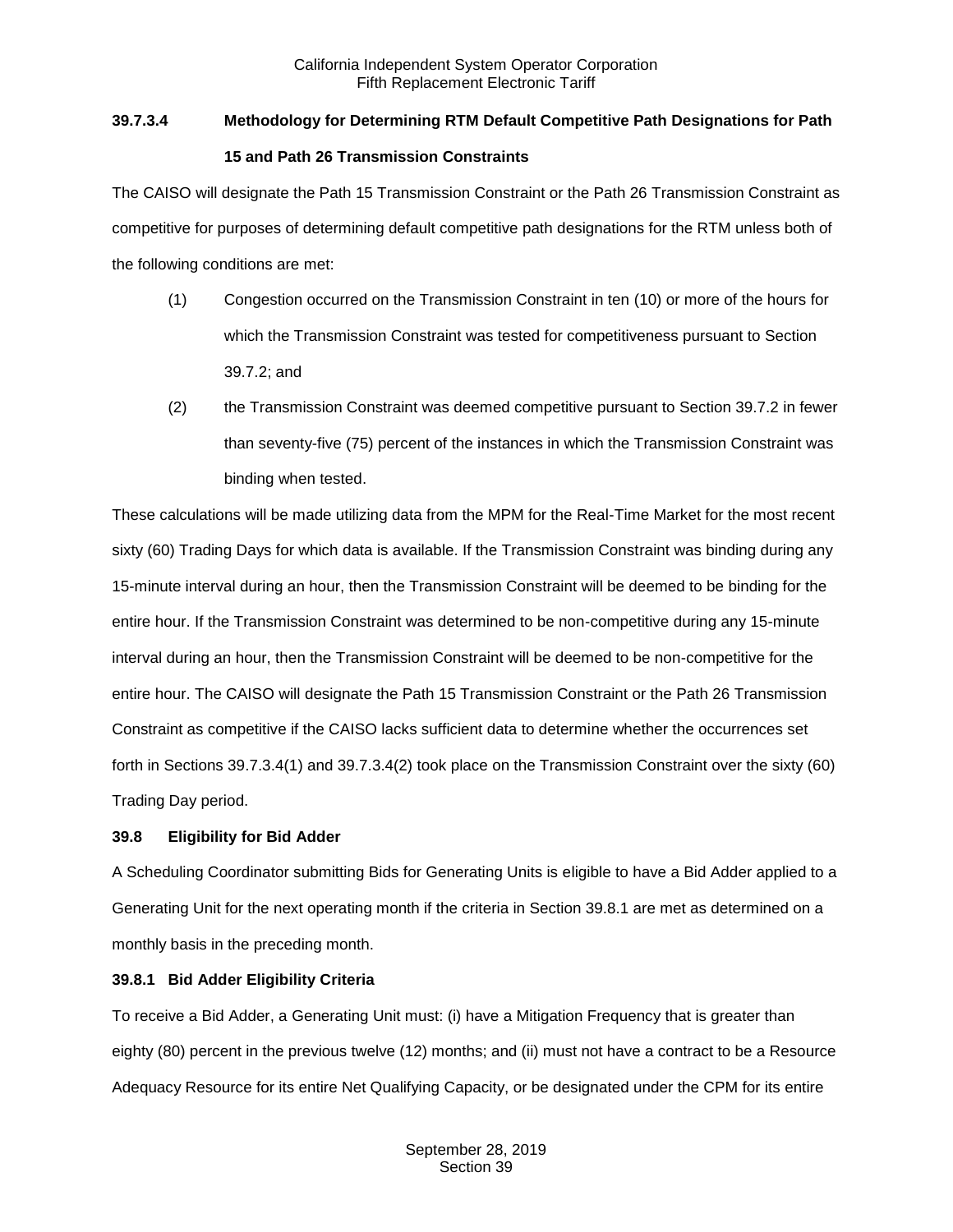### 39.7.3.4 Methodology for Determining RTM Default Competitive Path Designations for Path 15 and Path 26 Transmission Constraints

The CAISO will designate the Path 15 Transmission Constraint or the Path 26 Transmission Constraint as competitive for purposes of determining default competitive path designations for the RTM unless both of the following conditions are met:

(1) Congestion occurred on the Transmission Constraint in ten (10) or more of the hours for which the Transmission Constraint was tested for competitiveness pursuant to Section 39.7.2; and

(2) the Transmission Constraint was deemed competitive pursuant to Section 39.7.2 in fewer than seventy-five (75) percent of the instances in which the Transmission Constraint was binding when tested.

These calculations will be made utilizing data from the MPM for the Real-Time Market for the most recent sixty (60) Trading Days for which data is available. If the Transmission Constraint was binding during any 15-minute interval during an hour, then the Transmission Constraint will be deemed to be binding for the entire hour. If the Transmission Constraint was determined to be non-competitive during any 15-minute interval during an hour, then the Transmission Constraint will be deemed to be non-competitive for the entire hour. The CAISO will designate the Path 15 Transmission Constraint or the Path 26 Transmission Constraint as competitive if the CAISO lacks sufficient data to determine whether the occurrences set forth in Sections 39.7.3.4(1) and 39.7.3.4(2) took place on the Transmission Constraint over the sixty (60) Trading Day period.

## 39.8 Eligibility for Bid Adder

A Scheduling Coordinator submitting Bids for Generating Units is eligible to have a Bid Adder applied to a Generating Unit for the next operating month if the criteria in Section 39.8.1 are met as determined on a monthly basis in the preceding month.

### 39.8.1 Bid Adder Eligibility Criteria

To receive a Bid Adder, a Generating Unit must: (i) have a Mitigation Frequency that is greater than eighty (80) percent in the previous twelve (12) months; and (ii) must not have a contract to be a Resource Adequacy Resource for its entire Net Qualifying Capacity, or be designated under the CPM for its entire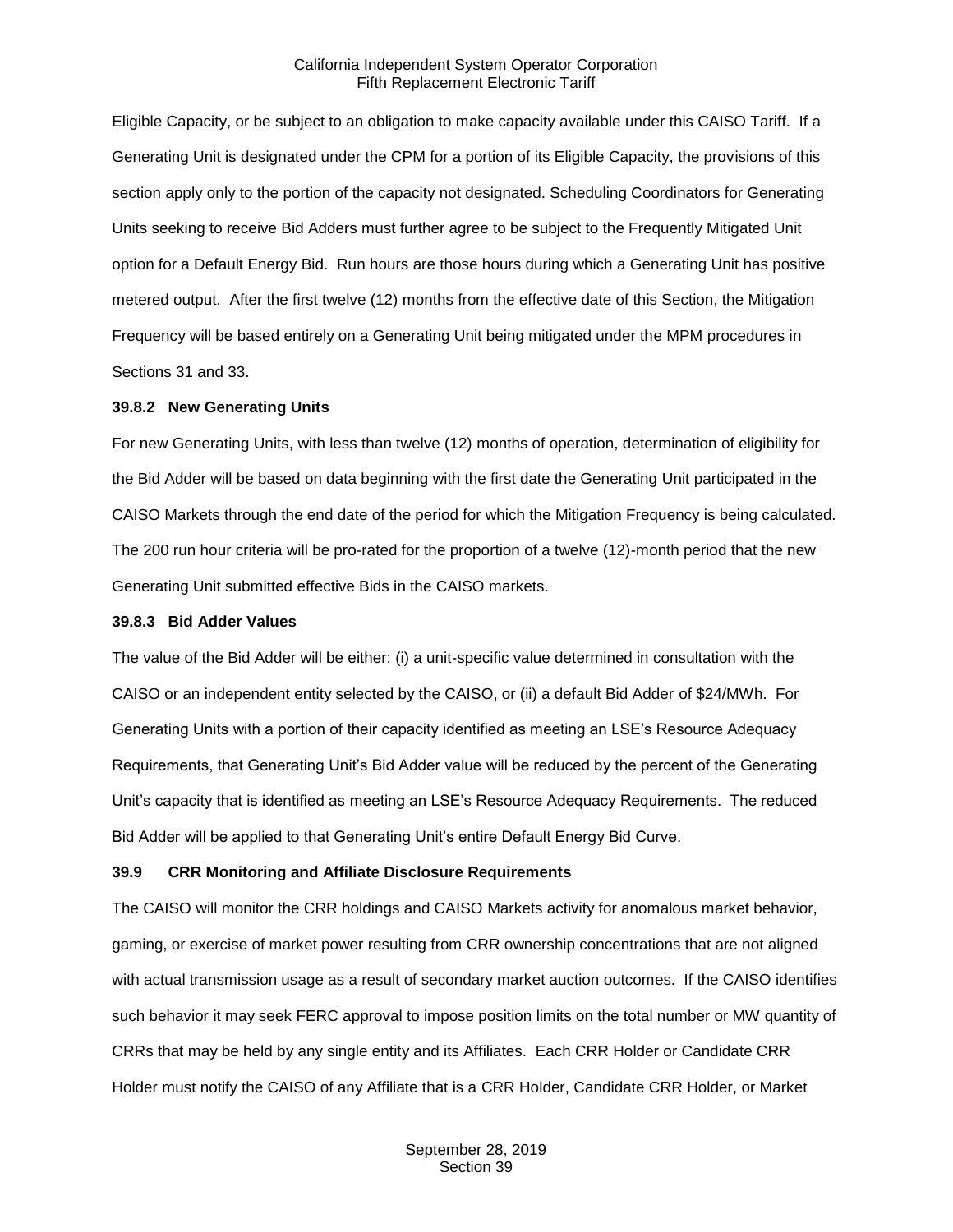Eligible Capacity, or be subject to an obligation to make capacity available under this CAISO Tariff. If a Generating Unit is designated under the CPM for a portion of its Eligible Capacity, the provisions of this section apply only to the portion of the capacity not designated. Scheduling Coordinators for Generating Units seeking to receive Bid Adders must further agree to be subject to the Frequently Mitigated Unit option for a Default Energy Bid. Run hours are those hours during which a Generating Unit has positive metered output. After the first twelve (12) months from the effective date of this Section, the Mitigation Frequency will be based entirely on a Generating Unit being mitigated under the MPM procedures in Sections 31 and 33.

### 39.8.2 New Generating Units

For new Generating Units, with less than twelve (12) months of operation, determination of eligibility for the Bid Adder will be based on data beginning with the first date the Generating Unit participated in the CAISO Markets through the end date of the period for which the Mitigation Frequency is being calculated. The 200 run hour criteria will be pro-rated for the proportion of a twelve (12)-month period that the new Generating Unit submitted effective Bids in the CAISO markets.

### 39.8.3 Bid Adder Values

The value of the Bid Adder will be either: (i) a unit-specific value determined in consultation with the CAISO or an independent entity selected by the CAISO, or (ii) a default Bid Adder of $24/MWh. For Generating Units with a portion of their capacity identified as meeting an LSE's Resource Adequacy Requirements, that Generating Unit's Bid Adder value will be reduced by the percent of the Generating Unit's capacity that is identified as meeting an LSE's Resource Adequacy Requirements. The reduced Bid Adder will be applied to that Generating Unit's entire Default Energy Bid Curve.

## 39.9 CRR Monitoring and Affiliate Disclosure Requirements

The CAISO will monitor the CRR holdings and CAISO Markets activity for anomalous market behavior, gaming, or exercise of market power resulting from CRR ownership concentrations that are not aligned with actual transmission usage as a result of secondary market auction outcomes. If the CAISO identifies such behavior it may seek FERC approval to impose position limits on the total number or MW quantity of CRRs that may be held by any single entity and its Affiliates. Each CRR Holder or Candidate CRR Holder must notify the CAISO of any Affiliate that is a CRR Holder, Candidate CRR Holder, or Market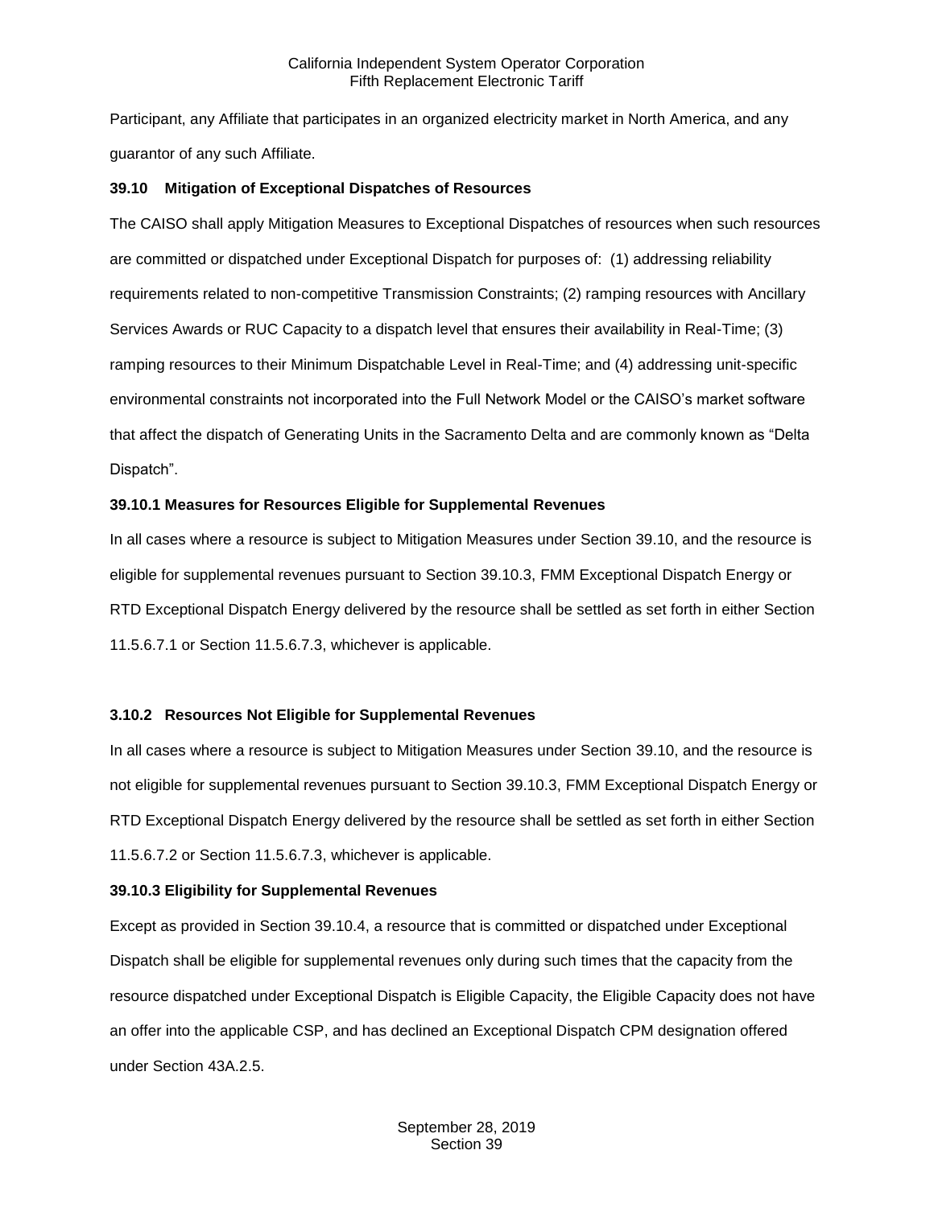Participant, any Affiliate that participates in an organized electricity market in North America, and any guarantor of any such Affiliate.

**39.10 Mitigation of Exceptional Dispatches of Resources**

The CAISO shall apply Mitigation Measures to Exceptional Dispatches of resources when such resources are committed or dispatched under Exceptional Dispatch for purposes of: (1) addressing reliability requirements related to non-competitive Transmission Constraints; (2) ramping resources with Ancillary Services Awards or RUC Capacity to a dispatch level that ensures their availability in Real-Time; (3) ramping resources to their Minimum Dispatchable Level in Real-Time; and (4) addressing unit-specific environmental constraints not incorporated into the Full Network Model or the CAISO's market software that affect the dispatch of Generating Units in the Sacramento Delta and are commonly known as "Delta Dispatch".

**39.10.1 Measures for Resources Eligible for Supplemental Revenues**

In all cases where a resource is subject to Mitigation Measures under Section 39.10, and the resource is eligible for supplemental revenues pursuant to Section 39.10.3, FMM Exceptional Dispatch Energy or RTD Exceptional Dispatch Energy delivered by the resource shall be settled as set forth in either Section 11.5.6.7.1 or Section 11.5.6.7.3, whichever is applicable.

**3.10.2 Resources Not Eligible for Supplemental Revenues**

In all cases where a resource is subject to Mitigation Measures under Section 39.10, and the resource is not eligible for supplemental revenues pursuant to Section 39.10.3, FMM Exceptional Dispatch Energy or RTD Exceptional Dispatch Energy delivered by the resource shall be settled as set forth in either Section 11.5.6.7.2 or Section 11.5.6.7.3, whichever is applicable.

**39.10.3 Eligibility for Supplemental Revenues**

Except as provided in Section 39.10.4, a resource that is committed or dispatched under Exceptional Dispatch shall be eligible for supplemental revenues only during such times that the capacity from the resource dispatched under Exceptional Dispatch is Eligible Capacity, the Eligible Capacity does not have an offer into the applicable CSP, and has declined an Exceptional Dispatch CPM designation offered under Section 43A.2.5.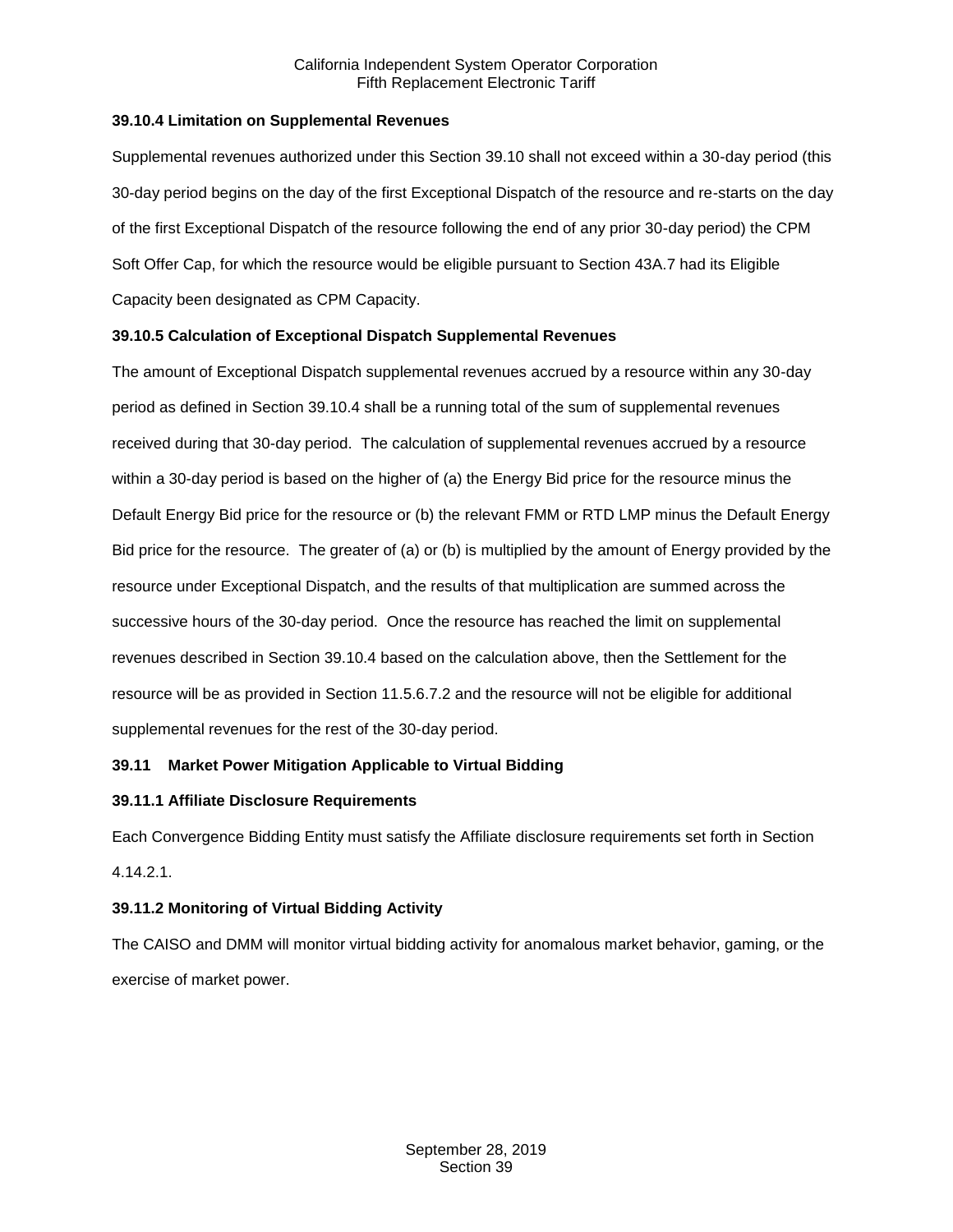### 39.10.4 Limitation on Supplemental Revenues

Supplemental revenues authorized under this Section 39.10 shall not exceed within a 30-day period (this 30-day period begins on the day of the first Exceptional Dispatch of the resource and re-starts on the day of the first Exceptional Dispatch of the resource following the end of any prior 30-day period) the CPM Soft Offer Cap, for which the resource would be eligible pursuant to Section 43A.7 had its Eligible Capacity been designated as CPM Capacity.

### 39.10.5 Calculation of Exceptional Dispatch Supplemental Revenues

The amount of Exceptional Dispatch supplemental revenues accrued by a resource within any 30-day period as defined in Section 39.10.4 shall be a running total of the sum of supplemental revenues received during that 30-day period. The calculation of supplemental revenues accrued by a resource within a 30-day period is based on the higher of (a) the Energy Bid price for the resource minus the Default Energy Bid price for the resource or (b) the relevant FMM or RTD LMP minus the Default Energy Bid price for the resource. The greater of (a) or (b) is multiplied by the amount of Energy provided by the resource under Exceptional Dispatch, and the results of that multiplication are summed across the successive hours of the 30-day period. Once the resource has reached the limit on supplemental revenues described in Section 39.10.4 based on the calculation above, then the Settlement for the resource will be as provided in Section 11.5.6.7.2 and the resource will not be eligible for additional supplemental revenues for the rest of the 30-day period.

## 39.11 Market Power Mitigation Applicable to Virtual Bidding

### 39.11.1 Affiliate Disclosure Requirements

Each Convergence Bidding Entity must satisfy the Affiliate disclosure requirements set forth in Section 4.14.2.1.

### 39.11.2 Monitoring of Virtual Bidding Activity

The CAISO and DMM will monitor virtual bidding activity for anomalous market behavior, gaming, or the exercise of market power.